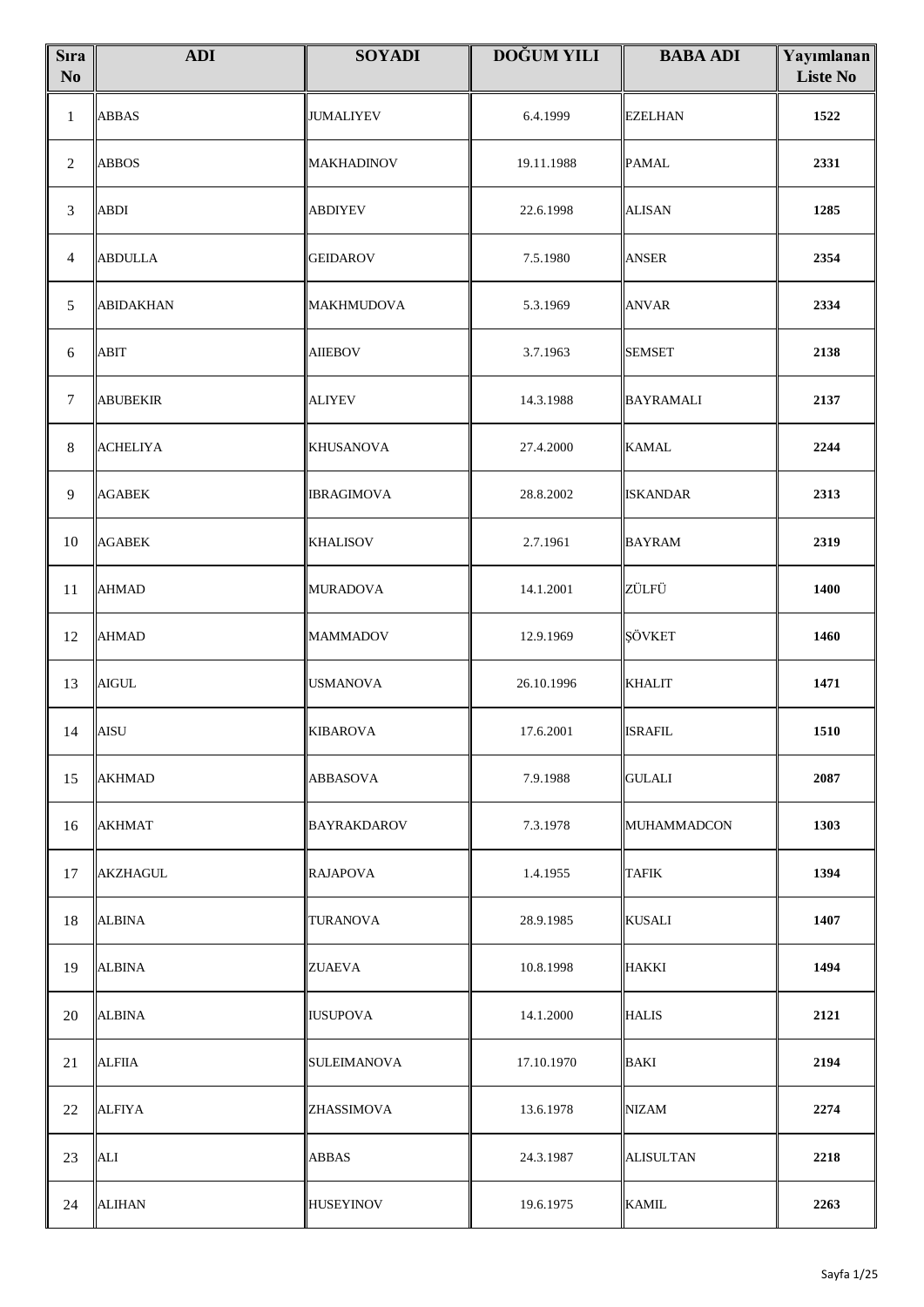| Sıra No | ADI | SOYADI | DOĞUM YILI | BABA ADI | Yayımlanan Liste No |
|---|---|---|---|---|---|
| 1 | ABBAS | JUMALIYEV | 6.4.1999 | EZELHAN | **1522** |
| 2 | ABBOS | MAKHADINOV | 19.11.1988 | PAMAL | **2331** |
| 3 | ABDI | ABDIYEV | 22.6.1998 | ALISAN | **1285** |
| 4 | ABDULLA | GEIDAROV | 7.5.1980 | ANSER | **2354** |
| 5 | ABIDAKHAN | MAKHMUDOVA | 5.3.1969 | ANVAR | **2334** |
| 6 | ABIT | AIIEBOV | 3.7.1963 | SEMSET | **2138** |
| 7 | ABUBEKIR | ALIYEV | 14.3.1988 | BAYRAMALI | **2137** |
| 8 | ACHELIYA | KHUSANOVA | 27.4.2000 | KAMAL | **2244** |
| 9 | AGABEK | IBRAGIMOVA | 28.8.2002 | ISKANDAR | **2313** |
| 10 | AGABEK | KHALISOV | 2.7.1961 | BAYRAM | **2319** |
| 11 | AHMAD | MURADOVA | 14.1.2001 | ZÜLFÜ | **1400** |
| 12 | AHMAD | MAMMADOV | 12.9.1969 | ŞÖVKET | **1460** |
| 13 | AIGUL | USMANOVA | 26.10.1996 | KHALIT | **1471** |
| 14 | AISU | KIBAROVA | 17.6.2001 | ISRAFIL | **1510** |
| 15 | AKHMAD | ABBASOVA | 7.9.1988 | GULALI | **2087** |
| 16 | AKHMAT | BAYRAKDAROV | 7.3.1978 | MUHAMMADCON | **1303** |
| 17 | AKZHAGUL | RAJAPOVA | 1.4.1955 | TAFIK | **1394** |
| 18 | ALBINA | TURANOVA | 28.9.1985 | KUSALI | **1407** |
| 19 | ALBINA | ZUAEVA | 10.8.1998 | HAKKI | **1494** |
| 20 | ALBINA | IUSUPOVA | 14.1.2000 | HALIS | **2121** |
| 21 | ALFIIA | SULEIMANOVA | 17.10.1970 | BAKI | **2194** |
| 22 | ALFIYA | ZHASSIMOVA | 13.6.1978 | NIZAM | **2274** |
| 23 | ALI | ABBAS | 24.3.1987 | ALISULTAN | **2218** |
| 24 | ALIHAN | HUSEYINOV | 19.6.1975 | KAMIL | **2263** |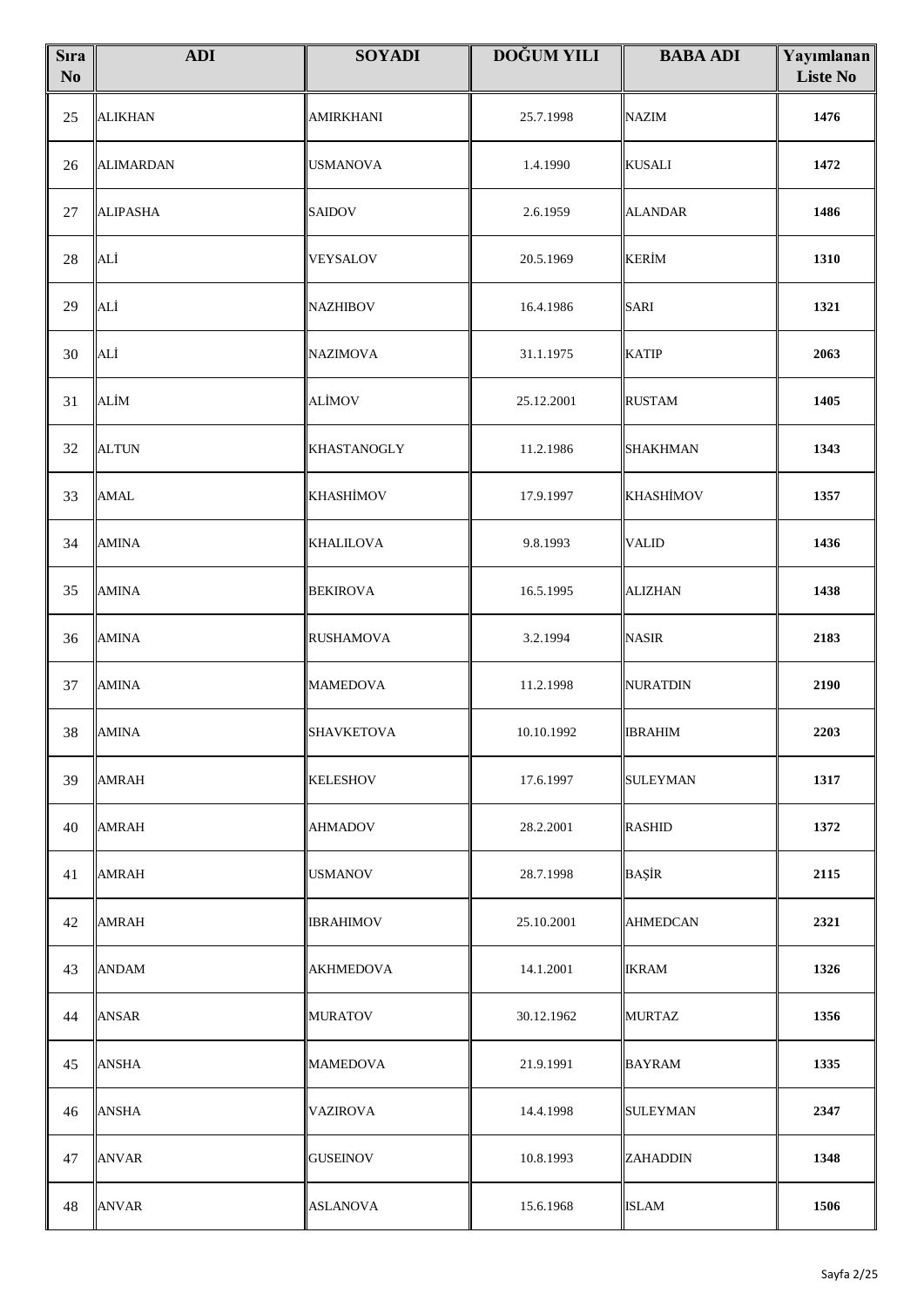| Sıra No | ADI | SOYADI | DOĞUM YILI | BABA ADI | Yayımlanan Liste No |
|---|---|---|---|---|---|
| 25 | ALIKHAN | AMIRKHANI | 25.7.1998 | NAZIM | 1476 |
| 26 | ALIMARDAN | USMANOVA | 1.4.1990 | KUSALI | 1472 |
| 27 | ALIPASHA | SAIDOV | 2.6.1959 | ALANDAR | 1486 |
| 28 | ALİ | VEYSALOV | 20.5.1969 | KERİM | 1310 |
| 29 | ALİ | NAZHIBOV | 16.4.1986 | SARI | 1321 |
| 30 | ALİ | NAZIMOVA | 31.1.1975 | KATIP | 2063 |
| 31 | ALİM | ALİMOV | 25.12.2001 | RUSTAM | 1405 |
| 32 | ALTUN | KHASTANOGLY | 11.2.1986 | SHAKHMAN | 1343 |
| 33 | AMAL | KHASHİMOV | 17.9.1997 | KHASHİMOV | 1357 |
| 34 | AMINA | KHALILOVA | 9.8.1993 | VALID | 1436 |
| 35 | AMINA | BEKIROVA | 16.5.1995 | ALIZHAN | 1438 |
| 36 | AMINA | RUSHAMOVA | 3.2.1994 | NASIR | 2183 |
| 37 | AMINA | MAMEDOVA | 11.2.1998 | NURATDIN | 2190 |
| 38 | AMINA | SHAVKETOVA | 10.10.1992 | IBRAHIM | 2203 |
| 39 | AMRAH | KELESHOV | 17.6.1997 | SULEYMAN | 1317 |
| 40 | AMRAH | AHMADOV | 28.2.2001 | RASHID | 1372 |
| 41 | AMRAH | USMANOV | 28.7.1998 | BAŞİR | 2115 |
| 42 | AMRAH | IBRAHIMOV | 25.10.2001 | AHMEDCAN | 2321 |
| 43 | ANDAM | AKHMEDOVA | 14.1.2001 | IKRAM | 1326 |
| 44 | ANSAR | MURATOV | 30.12.1962 | MURTAZ | 1356 |
| 45 | ANSHA | MAMEDOVA | 21.9.1991 | BAYRAM | 1335 |
| 46 | ANSHA | VAZIROVA | 14.4.1998 | SULEYMAN | 2347 |
| 47 | ANVAR | GUSEINOV | 10.8.1993 | ZAHADDIN | 1348 |
| 48 | ANVAR | ASLANOVA | 15.6.1968 | ISLAM | 1506 |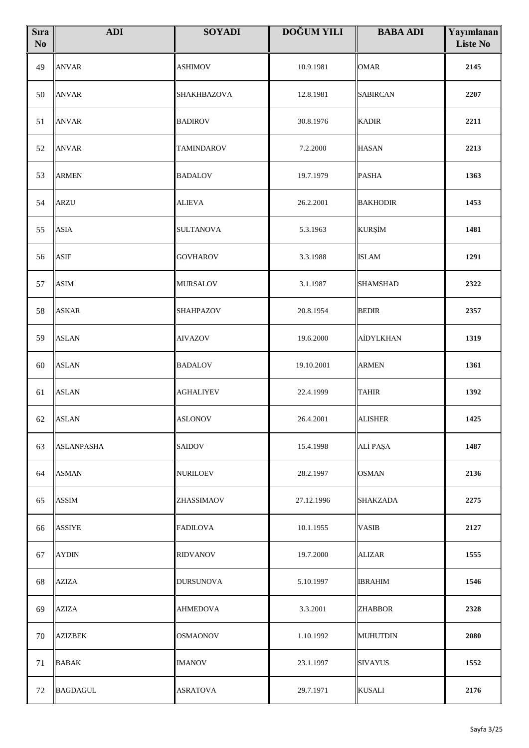| Sıra No | ADI | SOYADI | DOĞUM YILI | BABA ADI | Yayımlanan Liste No |
|---|---|---|---|---|---|
| 49 | ANVAR | ASHIMOV | 10.9.1981 | OMAR | 2145 |
| 50 | ANVAR | SHAKHBAZOVA | 12.8.1981 | SABIRCAN | 2207 |
| 51 | ANVAR | BADIROV | 30.8.1976 | KADIR | 2211 |
| 52 | ANVAR | TAMINDAROV | 7.2.2000 | HASAN | 2213 |
| 53 | ARMEN | BADALOV | 19.7.1979 | PASHA | 1363 |
| 54 | ARZU | ALIEVA | 26.2.2001 | BAKHODIR | 1453 |
| 55 | ASIA | SULTANOVA | 5.3.1963 | KURŞİM | 1481 |
| 56 | ASIF | GOVHAROV | 3.3.1988 | ISLAM | 1291 |
| 57 | ASIM | MURSALOV | 3.1.1987 | SHAMSHAD | 2322 |
| 58 | ASKAR | SHAHPAZOV | 20.8.1954 | BEDIR | 2357 |
| 59 | ASLAN | AIVAZOV | 19.6.2000 | AİDYLKHAN | 1319 |
| 60 | ASLAN | BADALOV | 19.10.2001 | ARMEN | 1361 |
| 61 | ASLAN | AGHALIYEV | 22.4.1999 | TAHIR | 1392 |
| 62 | ASLAN | ASLONOV | 26.4.2001 | ALISHER | 1425 |
| 63 | ASLANPASHA | SAIDOV | 15.4.1998 | ALİ PAŞA | 1487 |
| 64 | ASMAN | NURILOEV | 28.2.1997 | OSMAN | 2136 |
| 65 | ASSIM | ZHASSIMAOV | 27.12.1996 | SHAKZADA | 2275 |
| 66 | ASSIYE | FADILOVA | 10.1.1955 | VASIB | 2127 |
| 67 | AYDIN | RIDVANOV | 19.7.2000 | ALIZAR | 1555 |
| 68 | AZIZA | DURSUNOVA | 5.10.1997 | IBRAHIM | 1546 |
| 69 | AZIZA | AHMEDOVA | 3.3.2001 | ZHABBOR | 2328 |
| 70 | AZIZBEK | OSMAONOV | 1.10.1992 | MUHUTDIN | 2080 |
| 71 | BABAK | IMANOV | 23.1.1997 | SIVAYUS | 1552 |
| 72 | BAGDAGUL | ASRATOVA | 29.7.1971 | KUSALI | 2176 |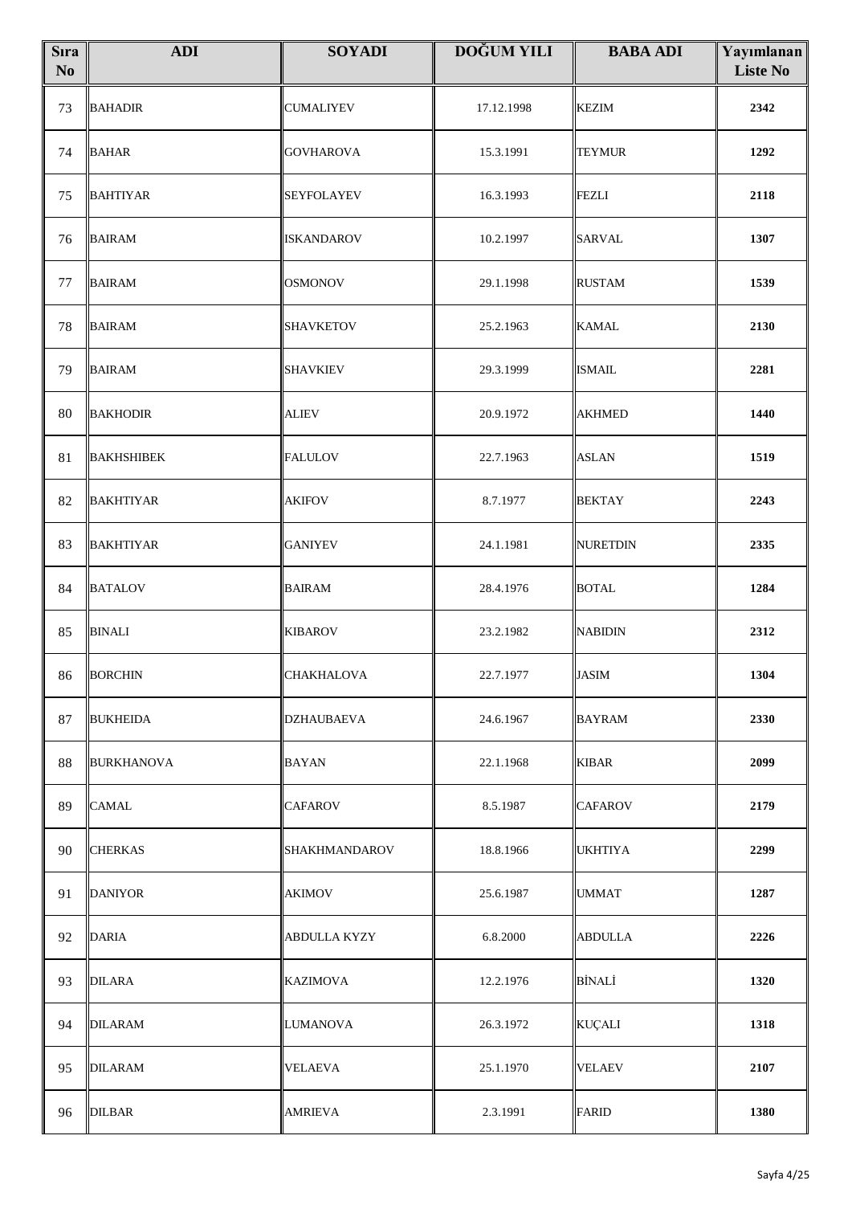| Sıra No | ADI | SOYADI | DOĞUM YILI | BABA ADI | Yayımlanan Liste No |
|---|---|---|---|---|---|
| 73 | BAHADIR | CUMALIYEV | 17.12.1998 | KEZIM | 2342 |
| 74 | BAHAR | GOVHAROVA | 15.3.1991 | TEYMUR | 1292 |
| 75 | BAHTIYAR | SEYFOLAYEV | 16.3.1993 | FEZLI | 2118 |
| 76 | BAIRAM | ISKANDAROV | 10.2.1997 | SARVAL | 1307 |
| 77 | BAIRAM | OSMONOV | 29.1.1998 | RUSTAM | 1539 |
| 78 | BAIRAM | SHAVKETOV | 25.2.1963 | KAMAL | 2130 |
| 79 | BAIRAM | SHAVKIEV | 29.3.1999 | ISMAIL | 2281 |
| 80 | BAKHODIR | ALIEV | 20.9.1972 | AKHMED | 1440 |
| 81 | BAKHSHIBEK | FALULOV | 22.7.1963 | ASLAN | 1519 |
| 82 | BAKHTIYAR | AKIFOV | 8.7.1977 | BEKTAY | 2243 |
| 83 | BAKHTIYAR | GANIYEV | 24.1.1981 | NURETDIN | 2335 |
| 84 | BATALOV | BAIRAM | 28.4.1976 | BOTAL | 1284 |
| 85 | BINALI | KIBAROV | 23.2.1982 | NABIDIN | 2312 |
| 86 | BORCHIN | CHAKHALOVA | 22.7.1977 | JASIM | 1304 |
| 87 | BUKHEIDA | DZHAUBAEVA | 24.6.1967 | BAYRAM | 2330 |
| 88 | BURKHANOVA | BAYAN | 22.1.1968 | KIBAR | 2099 |
| 89 | CAMAL | CAFAROV | 8.5.1987 | CAFAROV | 2179 |
| 90 | CHERKAS | SHAKHMANDAROV | 18.8.1966 | UKHTIYA | 2299 |
| 91 | DANIYOR | AKIMOV | 25.6.1987 | UMMAT | 1287 |
| 92 | DARIA | ABDULLA KYZY | 6.8.2000 | ABDULLA | 2226 |
| 93 | DILARA | KAZIMOVA | 12.2.1976 | BİNALİ | 1320 |
| 94 | DILARAM | LUMANOVA | 26.3.1972 | KUÇALI | 1318 |
| 95 | DILARAM | VELAEVA | 25.1.1970 | VELAEV | 2107 |
| 96 | DILBAR | AMRIEVA | 2.3.1991 | FARID | 1380 |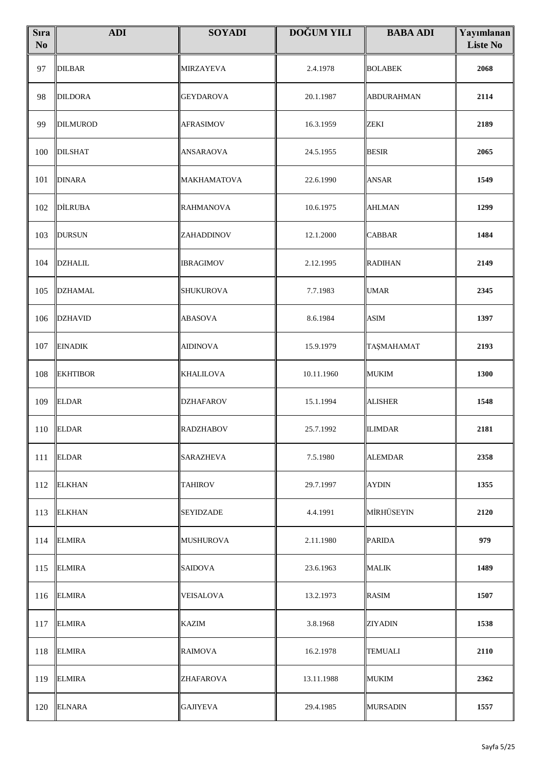| Sıra No | ADI | SOYADI | DOĞUM YILI | BABA ADI | Yayımlanan Liste No |
|---|---|---|---|---|---|
| 97 | DILBAR | MIRZAYEVA | 2.4.1978 | BOLABEK | 2068 |
| 98 | DILDORA | GEYDAROVA | 20.1.1987 | ABDURAHMAN | 2114 |
| 99 | DILMUROD | AFRASIMOV | 16.3.1959 | ZEKI | 2189 |
| 100 | DILSHAT | ANSARAOVA | 24.5.1955 | BESIR | 2065 |
| 101 | DINARA | MAKHAMATOVA | 22.6.1990 | ANSAR | 1549 |
| 102 | DİLRUBA | RAHMANOVA | 10.6.1975 | AHLMAN | 1299 |
| 103 | DURSUN | ZAHADDINOV | 12.1.2000 | CABBAR | 1484 |
| 104 | DZHALIL | IBRAGIMOV | 2.12.1995 | RADIHAN | 2149 |
| 105 | DZHAMAL | SHUKUROVA | 7.7.1983 | UMAR | 2345 |
| 106 | DZHAVID | ABASOVA | 8.6.1984 | ASIM | 1397 |
| 107 | EINADIK | AIDINOVA | 15.9.1979 | TAŞMAHAMAT | 2193 |
| 108 | EKHTIBOR | KHALILOVA | 10.11.1960 | MUKIM | 1300 |
| 109 | ELDAR | DZHAFAROV | 15.1.1994 | ALISHER | 1548 |
| 110 | ELDAR | RADZHABOV | 25.7.1992 | ILIMDAR | 2181 |
| 111 | ELDAR | SARAZHEVA | 7.5.1980 | ALEMDAR | 2358 |
| 112 | ELKHAN | TAHIROV | 29.7.1997 | AYDIN | 1355 |
| 113 | ELKHAN | SEYIDZADE | 4.4.1991 | MİRHÜSEYIN | 2120 |
| 114 | ELMIRA | MUSHUROVA | 2.11.1980 | PARIDA | 979 |
| 115 | ELMIRA | SAIDOVA | 23.6.1963 | MALIK | 1489 |
| 116 | ELMIRA | VEISALOVA | 13.2.1973 | RASIM | 1507 |
| 117 | ELMIRA | KAZIM | 3.8.1968 | ZIYADIN | 1538 |
| 118 | ELMIRA | RAIMOVA | 16.2.1978 | TEMUALI | 2110 |
| 119 | ELMIRA | ZHAFAROVA | 13.11.1988 | MUKIM | 2362 |
| 120 | ELNARA | GAJIYEVA | 29.4.1985 | MURSADIN | 1557 |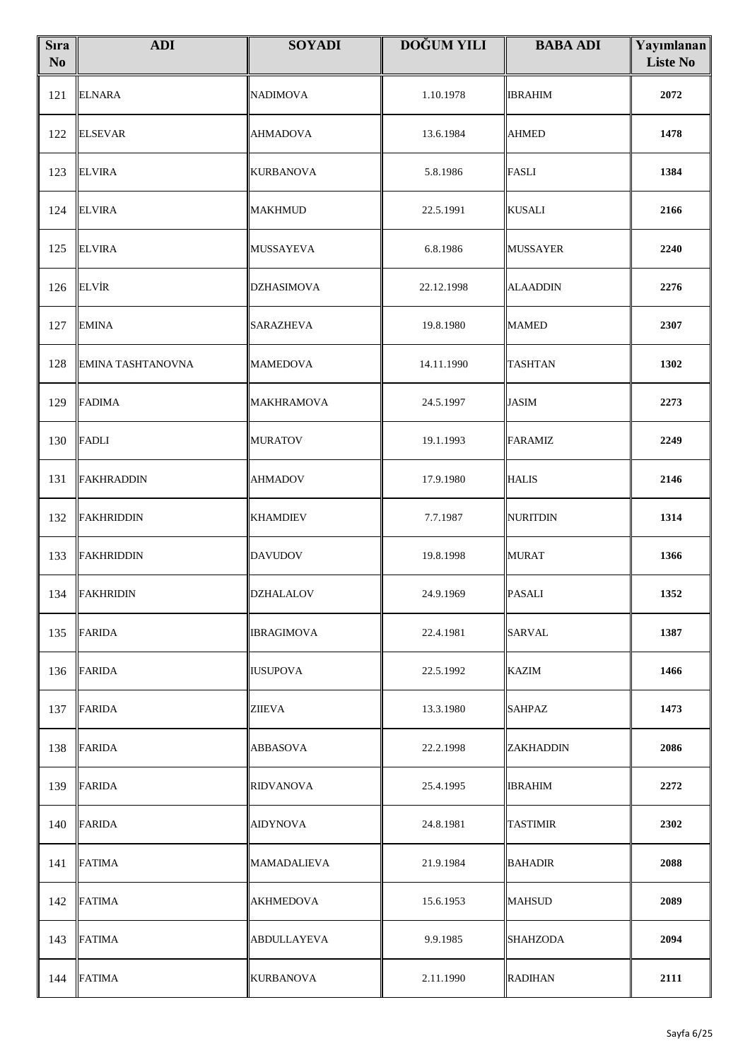| Sıra No | ADI | SOYADI | DOĞUM YILI | BABA ADI | Yayımlanan Liste No |
|---|---|---|---|---|---|
| 121 | ELNARA | NADIMOVA | 1.10.1978 | IBRAHIM | 2072 |
| 122 | ELSEVAR | AHMADOVA | 13.6.1984 | AHMED | 1478 |
| 123 | ELVIRA | KURBANOVA | 5.8.1986 | FASLI | 1384 |
| 124 | ELVIRA | MAKHMUD | 22.5.1991 | KUSALI | 2166 |
| 125 | ELVIRA | MUSSAYEVA | 6.8.1986 | MUSSAYER | 2240 |
| 126 | ELVİR | DZHASIMOVA | 22.12.1998 | ALAADDIN | 2276 |
| 127 | EMINA | SARAZHEVA | 19.8.1980 | MAMED | 2307 |
| 128 | EMINA TASHTANOVNA | MAMEDOVA | 14.11.1990 | TASHTAN | 1302 |
| 129 | FADIMA | MAKHRAMOVA | 24.5.1997 | JASIM | 2273 |
| 130 | FADLI | MURATOV | 19.1.1993 | FARAMIZ | 2249 |
| 131 | FAKHRADDIN | AHMADOV | 17.9.1980 | HALIS | 2146 |
| 132 | FAKHRIDDIN | KHAMDIEV | 7.7.1987 | NURITDIN | 1314 |
| 133 | FAKHRIDDIN | DAVUDOV | 19.8.1998 | MURAT | 1366 |
| 134 | FAKHRIDIN | DZHALALOV | 24.9.1969 | PASALI | 1352 |
| 135 | FARIDA | IBRAGIMOVA | 22.4.1981 | SARVAL | 1387 |
| 136 | FARIDA | IUSUPOVA | 22.5.1992 | KAZIM | 1466 |
| 137 | FARIDA | ZIIEVA | 13.3.1980 | SAHPAZ | 1473 |
| 138 | FARIDA | ABBASOVA | 22.2.1998 | ZAKHADDIN | 2086 |
| 139 | FARIDA | RIDVANOVA | 25.4.1995 | IBRAHIM | 2272 |
| 140 | FARIDA | AIDYNOVA | 24.8.1981 | TASTIMIR | 2302 |
| 141 | FATIMA | MAMADALIEVA | 21.9.1984 | BAHADIR | 2088 |
| 142 | FATIMA | AKHMEDOVA | 15.6.1953 | MAHSUD | 2089 |
| 143 | FATIMA | ABDULLAYEVA | 9.9.1985 | SHAHZODA | 2094 |
| 144 | FATIMA | KURBANOVA | 2.11.1990 | RADIHAN | 2111 |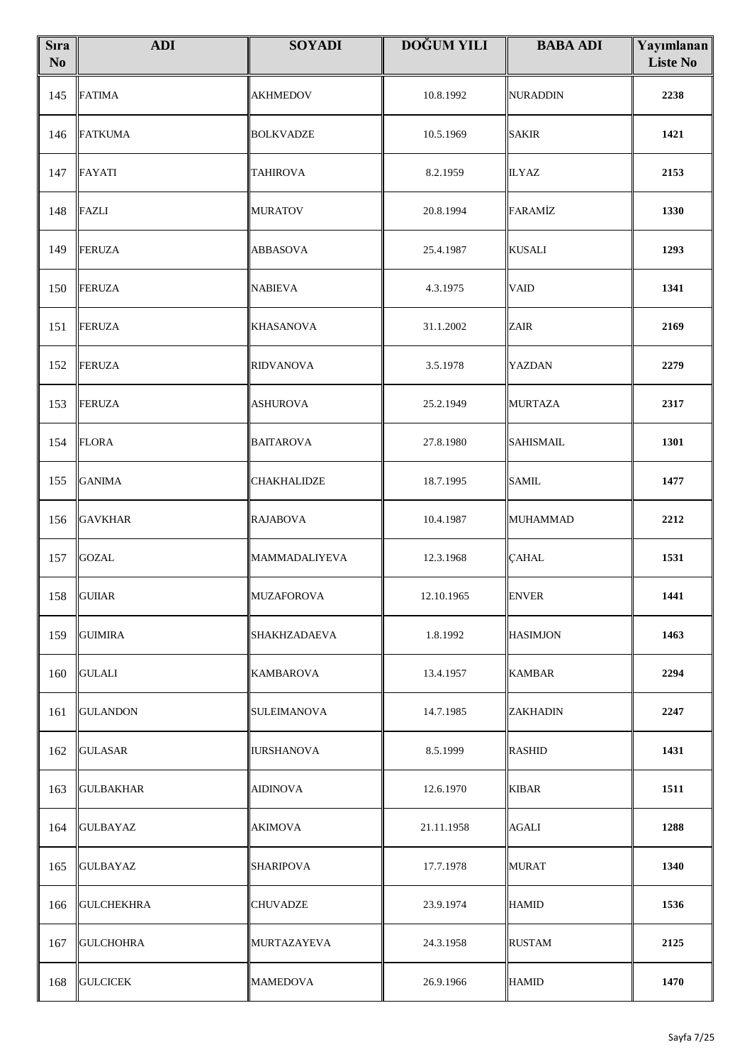| Sıra No | ADI | SOYADI | DOĞUM YILI | BABA ADI | Yayımlanan Liste No |
|---|---|---|---|---|---|
| 145 | FATIMA | AKHMEDOV | 10.8.1992 | NURADDIN | 2238 |
| 146 | FATKUMA | BOLKVADZE | 10.5.1969 | SAKIR | 1421 |
| 147 | FAYATI | TAHIROVA | 8.2.1959 | ILYAZ | 2153 |
| 148 | FAZLI | MURATOV | 20.8.1994 | FARAMİZ | 1330 |
| 149 | FERUZA | ABBASOVA | 25.4.1987 | KUSALI | 1293 |
| 150 | FERUZA | NABIEVA | 4.3.1975 | VAID | 1341 |
| 151 | FERUZA | KHASANOVA | 31.1.2002 | ZAIR | 2169 |
| 152 | FERUZA | RIDVANOVA | 3.5.1978 | YAZDAN | 2279 |
| 153 | FERUZA | ASHUROVA | 25.2.1949 | MURTAZA | 2317 |
| 154 | FLORA | BAITAROVA | 27.8.1980 | SAHISMAIL | 1301 |
| 155 | GANIMA | CHAKHALIDZE | 18.7.1995 | SAMIL | 1477 |
| 156 | GAVKHAR | RAJABOVA | 10.4.1987 | MUHAMMAD | 2212 |
| 157 | GOZAL | MAMMADALIYEVA | 12.3.1968 | ÇAHAL | 1531 |
| 158 | GUIIAR | MUZAFOROVA | 12.10.1965 | ENVER | 1441 |
| 159 | GUIMIRA | SHAKHZADAEVA | 1.8.1992 | HASIMJON | 1463 |
| 160 | GULALI | KAMBAROVA | 13.4.1957 | KAMBAR | 2294 |
| 161 | GULANDON | SULEIMANOVA | 14.7.1985 | ZAKHADIN | 2247 |
| 162 | GULASAR | IURSHANOVA | 8.5.1999 | RASHID | 1431 |
| 163 | GULBAKHAR | AIDINOVA | 12.6.1970 | KIBAR | 1511 |
| 164 | GULBAYAZ | AKIMOVA | 21.11.1958 | AGALI | 1288 |
| 165 | GULBAYAZ | SHARIPOVA | 17.7.1978 | MURAT | 1340 |
| 166 | GULCHEKHRA | CHUVADZE | 23.9.1974 | HAMID | 1536 |
| 167 | GULCHOHRA | MURTAZAYEVA | 24.3.1958 | RUSTAM | 2125 |
| 168 | GULCICEK | MAMEDOVA | 26.9.1966 | HAMID | 1470 |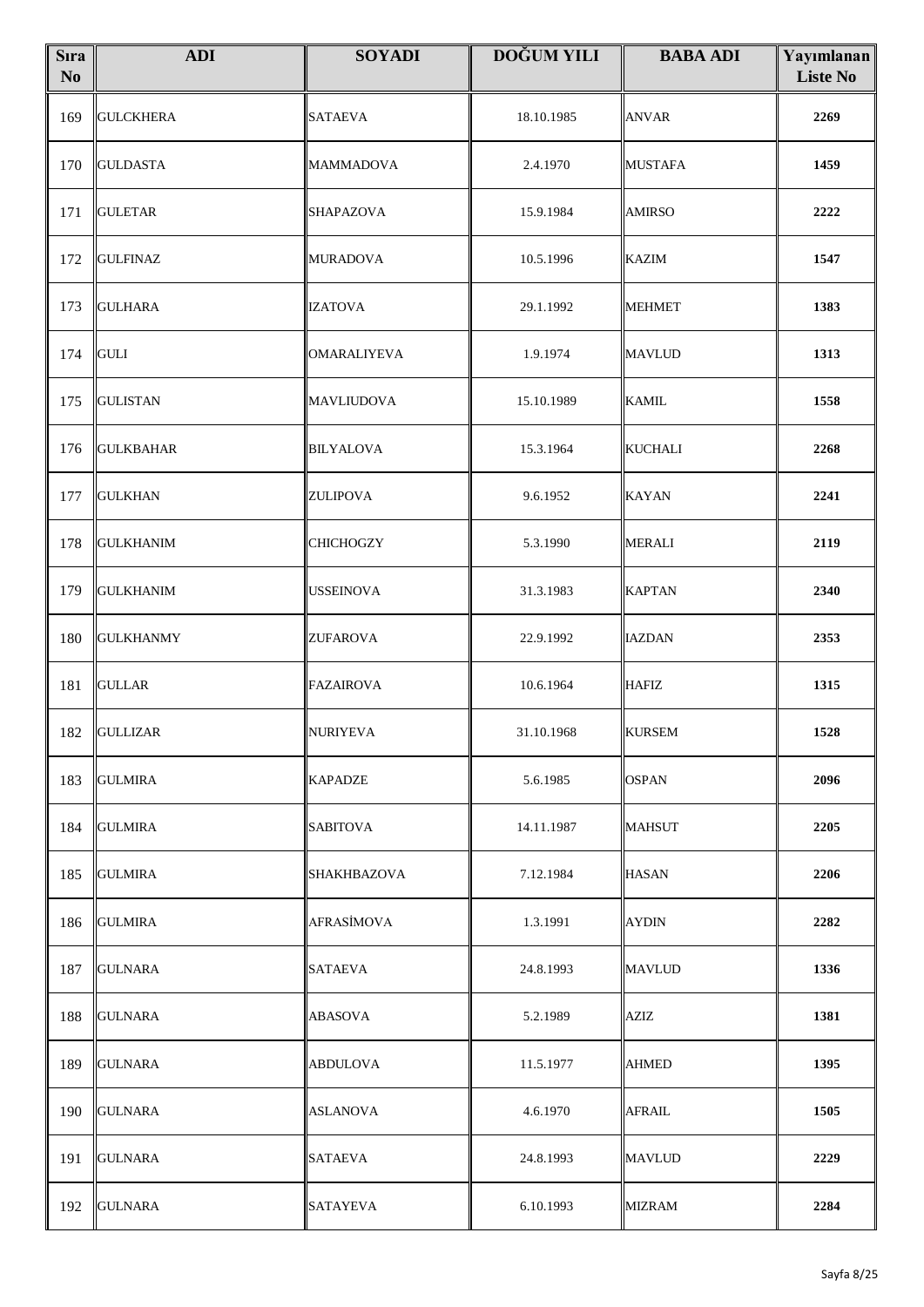| Sıra No | ADI | SOYADI | DOĞUM YILI | BABA ADI | Yayımlanan Liste No |
|---|---|---|---|---|---|
| 169 | GULCKHERA | SATAEVA | 18.10.1985 | ANVAR | 2269 |
| 170 | GULDASTA | MAMMADOVA | 2.4.1970 | MUSTAFA | 1459 |
| 171 | GULETAR | SHAPAZOVA | 15.9.1984 | AMIRSO | 2222 |
| 172 | GULFINAZ | MURADOVA | 10.5.1996 | KAZIM | 1547 |
| 173 | GULHARA | IZATOVA | 29.1.1992 | MEHMET | 1383 |
| 174 | GULI | OMARALIYEVA | 1.9.1974 | MAVLUD | 1313 |
| 175 | GULISTAN | MAVLIUDOVA | 15.10.1989 | KAMIL | 1558 |
| 176 | GULKBAHAR | BILYALOVA | 15.3.1964 | KUCHALI | 2268 |
| 177 | GULKHAN | ZULIPOVA | 9.6.1952 | KAYAN | 2241 |
| 178 | GULKHANIM | CHICHOGZY | 5.3.1990 | MERALI | 2119 |
| 179 | GULKHANIM | USSEINOVA | 31.3.1983 | KAPTAN | 2340 |
| 180 | GULKHANMY | ZUFAROVA | 22.9.1992 | IAZDAN | 2353 |
| 181 | GULLAR | FAZAIROVA | 10.6.1964 | HAFIZ | 1315 |
| 182 | GULLIZAR | NURIYEVA | 31.10.1968 | KURSEM | 1528 |
| 183 | GULMIRA | KAPADZE | 5.6.1985 | OSPAN | 2096 |
| 184 | GULMIRA | SABITOVA | 14.11.1987 | MAHSUT | 2205 |
| 185 | GULMIRA | SHAKHBAZOVA | 7.12.1984 | HASAN | 2206 |
| 186 | GULMIRA | AFRASİMOVA | 1.3.1991 | AYDIN | 2282 |
| 187 | GULNARA | SATAEVA | 24.8.1993 | MAVLUD | 1336 |
| 188 | GULNARA | ABASOVA | 5.2.1989 | AZIZ | 1381 |
| 189 | GULNARA | ABDULOVA | 11.5.1977 | AHMED | 1395 |
| 190 | GULNARA | ASLANOVA | 4.6.1970 | AFRAIL | 1505 |
| 191 | GULNARA | SATAEVA | 24.8.1993 | MAVLUD | 2229 |
| 192 | GULNARA | SATAYEVA | 6.10.1993 | MIZRAM | 2284 |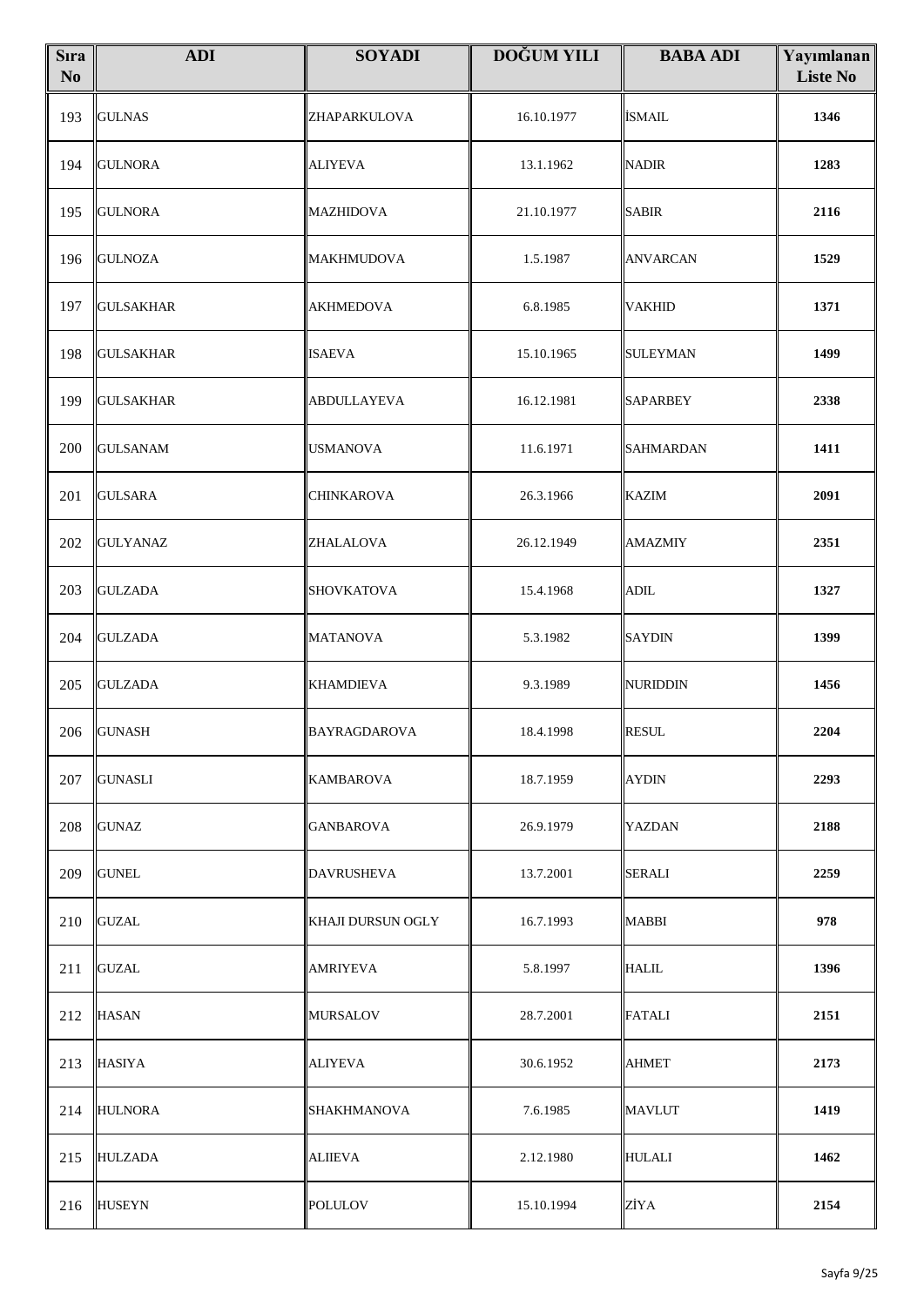| Sıra No | ADI | SOYADI | DOĞUM YILI | BABA ADI | Yayımlanan Liste No |
|---|---|---|---|---|---|
| 193 | GULNAS | ZHAPARKULOVA | 16.10.1977 | İSMAIL | 1346 |
| 194 | GULNORA | ALIYEVA | 13.1.1962 | NADIR | 1283 |
| 195 | GULNORA | MAZHIDOVA | 21.10.1977 | SABIR | 2116 |
| 196 | GULNOZA | MAKHMUDOVA | 1.5.1987 | ANVARCAN | 1529 |
| 197 | GULSAKHAR | AKHMEDOVA | 6.8.1985 | VAKHID | 1371 |
| 198 | GULSAKHAR | ISAEVA | 15.10.1965 | SULEYMAN | 1499 |
| 199 | GULSAKHAR | ABDULLAYEVA | 16.12.1981 | SAPARBEY | 2338 |
| 200 | GULSANAM | USMANOVA | 11.6.1971 | SAHMARDAN | 1411 |
| 201 | GULSARA | CHINKAROVA | 26.3.1966 | KAZIM | 2091 |
| 202 | GULYANAZ | ZHALALOVA | 26.12.1949 | AMAZMIY | 2351 |
| 203 | GULZADA | SHOVKATOVA | 15.4.1968 | ADIL | 1327 |
| 204 | GULZADA | MATANOVA | 5.3.1982 | SAYDIN | 1399 |
| 205 | GULZADA | KHAMDIEVA | 9.3.1989 | NURIDDIN | 1456 |
| 206 | GUNASH | BAYRAGDAROVA | 18.4.1998 | RESUL | 2204 |
| 207 | GUNASLI | KAMBAROVA | 18.7.1959 | AYDIN | 2293 |
| 208 | GUNAZ | GANBAROVA | 26.9.1979 | YAZDAN | 2188 |
| 209 | GUNEL | DAVRUSHEVA | 13.7.2001 | SERALI | 2259 |
| 210 | GUZAL | KHAJI DURSUN OGLY | 16.7.1993 | MABBI | 978 |
| 211 | GUZAL | AMRIYEVA | 5.8.1997 | HALIL | 1396 |
| 212 | HASAN | MURSALOV | 28.7.2001 | FATALI | 2151 |
| 213 | HASIYA | ALIYEVA | 30.6.1952 | AHMET | 2173 |
| 214 | HULNORA | SHAKHMANOVA | 7.6.1985 | MAVLUT | 1419 |
| 215 | HULZADA | ALIIEVA | 2.12.1980 | HULALI | 1462 |
| 216 | HUSEYN | POLULOV | 15.10.1994 | ZİYA | 2154 |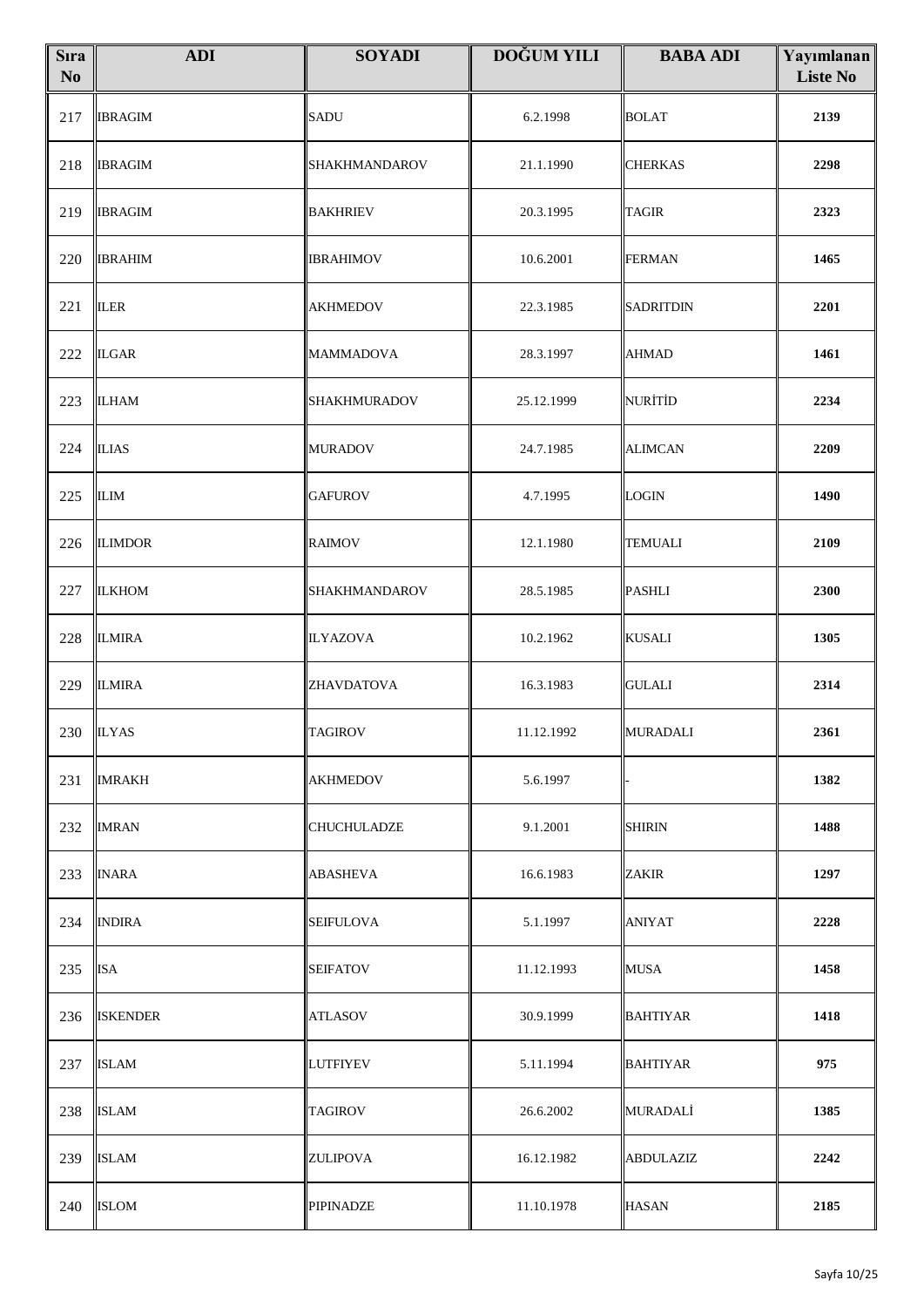| Sıra No | ADI | SOYADI | DOĞUM YILI | BABA ADI | Yayımlanan Liste No |
|---|---|---|---|---|---|
| 217 | IBRAGIM | SADU | 6.2.1998 | BOLAT | 2139 |
| 218 | IBRAGIM | SHAKHMANDAROV | 21.1.1990 | CHERKAS | 2298 |
| 219 | IBRAGIM | BAKHRIEV | 20.3.1995 | TAGIR | 2323 |
| 220 | IBRAHIM | IBRAHIMOV | 10.6.2001 | FERMAN | 1465 |
| 221 | ILER | AKHMEDOV | 22.3.1985 | SADRITDIN | 2201 |
| 222 | ILGAR | MAMMADOVA | 28.3.1997 | AHMAD | 1461 |
| 223 | ILHAM | SHAKHMURADOV | 25.12.1999 | NURİTİD | 2234 |
| 224 | ILIAS | MURADOV | 24.7.1985 | ALIMCAN | 2209 |
| 225 | ILIM | GAFUROV | 4.7.1995 | LOGIN | 1490 |
| 226 | ILIMDOR | RAIMOV | 12.1.1980 | TEMUALI | 2109 |
| 227 | ILKHOM | SHAKHMANDAROV | 28.5.1985 | PASHLI | 2300 |
| 228 | ILMIRA | ILYAZOVA | 10.2.1962 | KUSALI | 1305 |
| 229 | ILMIRA | ZHAVDATOVA | 16.3.1983 | GULALI | 2314 |
| 230 | ILYAS | TAGIROV | 11.12.1992 | MURADALI | 2361 |
| 231 | IMRAKH | AKHMEDOV | 5.6.1997 | - | 1382 |
| 232 | IMRAN | CHUCHULADZE | 9.1.2001 | SHIRIN | 1488 |
| 233 | INARA | ABASHEVA | 16.6.1983 | ZAKIR | 1297 |
| 234 | INDIRA | SEIFULOVA | 5.1.1997 | ANIYAT | 2228 |
| 235 | ISA | SEIFATOV | 11.12.1993 | MUSA | 1458 |
| 236 | ISKENDER | ATLASOV | 30.9.1999 | BAHTIYAR | 1418 |
| 237 | ISLAM | LUTFIYEV | 5.11.1994 | BAHTIYAR | 975 |
| 238 | ISLAM | TAGIROV | 26.6.2002 | MURADALİ | 1385 |
| 239 | ISLAM | ZULIPOVA | 16.12.1982 | ABDULAZIZ | 2242 |
| 240 | ISLOM | PIPINADZE | 11.10.1978 | HASAN | 2185 |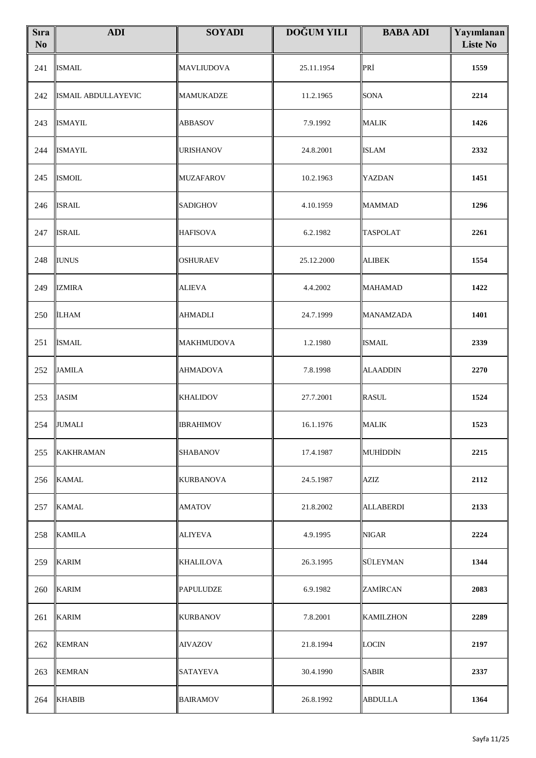| Sıra No | ADI | SOYADI | DOĞUM YILI | BABA ADI | Yayımlanan Liste No |
|---|---|---|---|---|---|
| 241 | ISMAIL | MAVLIUDOVA | 25.11.1954 | PRİ | 1559 |
| 242 | ISMAIL ABDULLAYEVIC | MAMUKADZE | 11.2.1965 | SONA | 2214 |
| 243 | ISMAYIL | ABBASOV | 7.9.1992 | MALIK | 1426 |
| 244 | ISMAYIL | URISHANOV | 24.8.2001 | ISLAM | 2332 |
| 245 | ISMOIL | MUZAFAROV | 10.2.1963 | YAZDAN | 1451 |
| 246 | ISRAIL | SADIGHOV | 4.10.1959 | MAMMAD | 1296 |
| 247 | ISRAIL | HAFISOVA | 6.2.1982 | TASPOLAT | 2261 |
| 248 | IUNUS | OSHURAEV | 25.12.2000 | ALIBEK | 1554 |
| 249 | IZMIRA | ALIEVA | 4.4.2002 | MAHAMAD | 1422 |
| 250 | İLHAM | AHMADLI | 24.7.1999 | MANAMZADA | 1401 |
| 251 | İSMAIL | MAKHMUDOVA | 1.2.1980 | ISMAIL | 2339 |
| 252 | JAMILA | AHMADOVA | 7.8.1998 | ALAADDIN | 2270 |
| 253 | JASIM | KHALIDOV | 27.7.2001 | RASUL | 1524 |
| 254 | JUMALI | IBRAHIMOV | 16.1.1976 | MALIK | 1523 |
| 255 | KAKHRAMAN | SHABANOV | 17.4.1987 | MUHİDDİN | 2215 |
| 256 | KAMAL | KURBANOVA | 24.5.1987 | AZIZ | 2112 |
| 257 | KAMAL | AMATOV | 21.8.2002 | ALLABERDI | 2133 |
| 258 | KAMILA | ALIYEVA | 4.9.1995 | NIGAR | 2224 |
| 259 | KARIM | KHALILOVA | 26.3.1995 | SÜLEYMAN | 1344 |
| 260 | KARIM | PAPULUDZE | 6.9.1982 | ZAMİRCAN | 2083 |
| 261 | KARIM | KURBANOV | 7.8.2001 | KAMILZHON | 2289 |
| 262 | KEMRAN | AIVAZOV | 21.8.1994 | LOCIN | 2197 |
| 263 | KEMRAN | SATAYEVA | 30.4.1990 | SABIR | 2337 |
| 264 | KHABIB | BAIRAMOV | 26.8.1992 | ABDULLA | 1364 |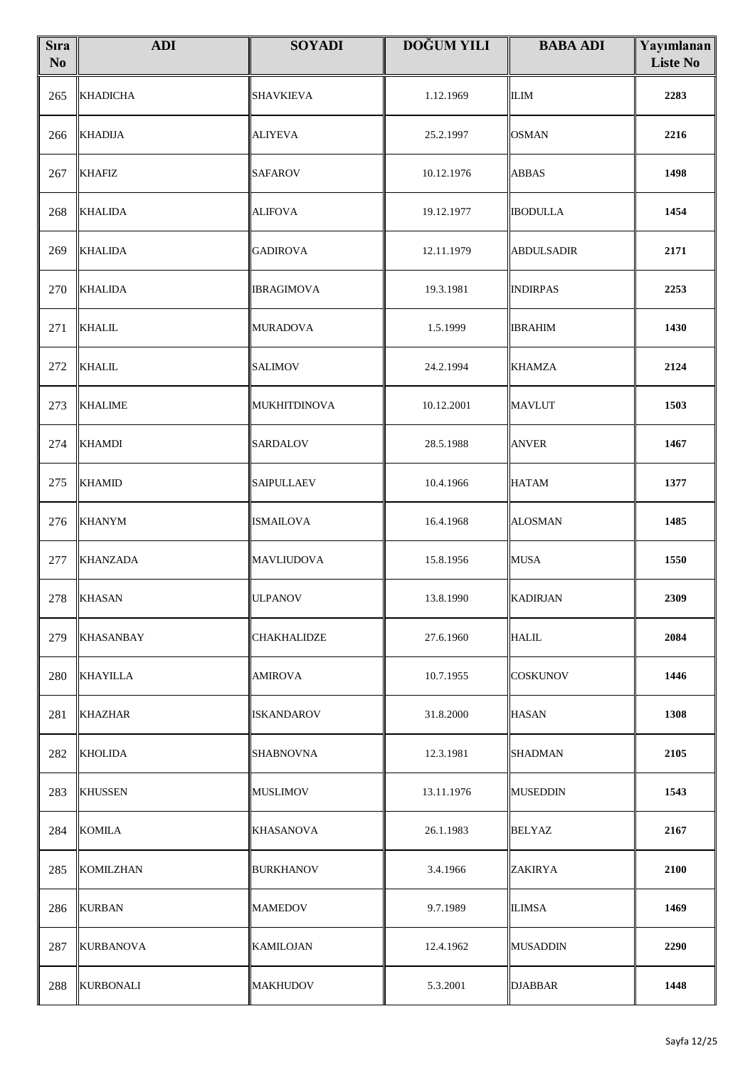| Sıra No | ADI | SOYADI | DOĞUM YILI | BABA ADI | Yayımlanan Liste No |
|---|---|---|---|---|---|
| 265 | KHADICHA | SHAVKIEVA | 1.12.1969 | ILIM | 2283 |
| 266 | KHADIJA | ALIYEVA | 25.2.1997 | OSMAN | 2216 |
| 267 | KHAFIZ | SAFAROV | 10.12.1976 | ABBAS | 1498 |
| 268 | KHALIDA | ALIFOVA | 19.12.1977 | IBODULLA | 1454 |
| 269 | KHALIDA | GADIROVA | 12.11.1979 | ABDULSADIR | 2171 |
| 270 | KHALIDA | IBRAGIMOVA | 19.3.1981 | INDIRPAS | 2253 |
| 271 | KHALIL | MURADOVA | 1.5.1999 | IBRAHIM | 1430 |
| 272 | KHALIL | SALIMOV | 24.2.1994 | KHAMZA | 2124 |
| 273 | KHALIME | MUKHITDINOVA | 10.12.2001 | MAVLUT | 1503 |
| 274 | KHAMDI | SARDALOV | 28.5.1988 | ANVER | 1467 |
| 275 | KHAMID | SAIPULLAEV | 10.4.1966 | HATAM | 1377 |
| 276 | KHANYM | ISMAILOVA | 16.4.1968 | ALOSMAN | 1485 |
| 277 | KHANZADA | MAVLIUDOVA | 15.8.1956 | MUSA | 1550 |
| 278 | KHASAN | ULPANOV | 13.8.1990 | KADIRJAN | 2309 |
| 279 | KHASANBAY | CHAKHALIDZE | 27.6.1960 | HALIL | 2084 |
| 280 | KHAYILLA | AMIROVA | 10.7.1955 | COSKUNOV | 1446 |
| 281 | KHAZHAR | ISKANDAROV | 31.8.2000 | HASAN | 1308 |
| 282 | KHOLIDA | SHABNOVNA | 12.3.1981 | SHADMAN | 2105 |
| 283 | KHUSSEN | MUSLIMOV | 13.11.1976 | MUSEDDIN | 1543 |
| 284 | KOMILA | KHASANOVA | 26.1.1983 | BELYAZ | 2167 |
| 285 | KOMILZHAN | BURKHANOV | 3.4.1966 | ZAKIRYA | 2100 |
| 286 | KURBAN | MAMEDOV | 9.7.1989 | ILIMSA | 1469 |
| 287 | KURBANOVA | KAMILOJAN | 12.4.1962 | MUSADDIN | 2290 |
| 288 | KURBONALI | MAKHUDOV | 5.3.2001 | DJABBAR | 1448 |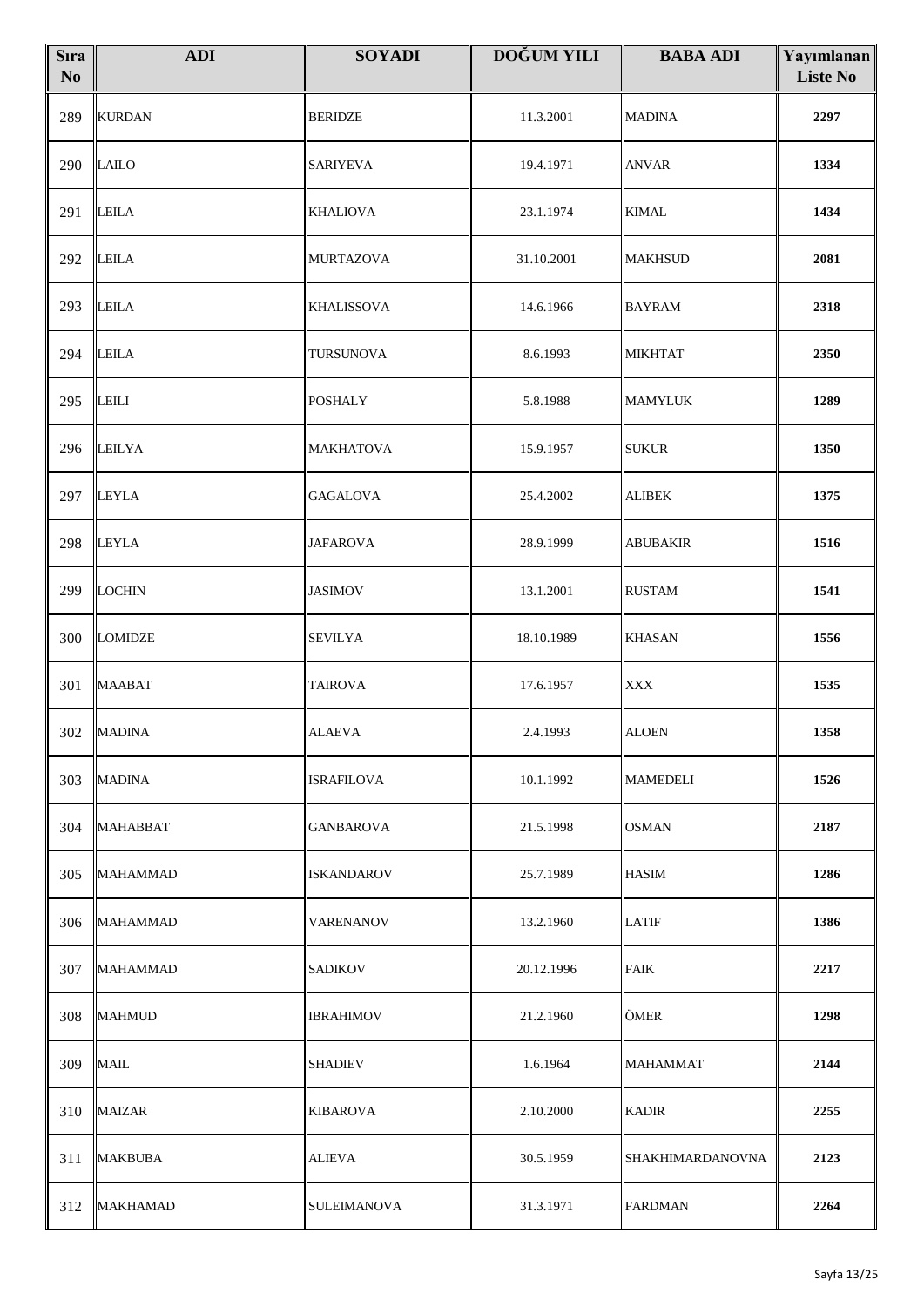| Sıra No | ADI | SOYADI | DOĞUM YILI | BABA ADI | Yayımlanan Liste No |
|---|---|---|---|---|---|
| 289 | KURDAN | BERIDZE | 11.3.2001 | MADINA | 2297 |
| 290 | LAILO | SARIYEVA | 19.4.1971 | ANVAR | 1334 |
| 291 | LEILA | KHALIOVA | 23.1.1974 | KIMAL | 1434 |
| 292 | LEILA | MURTAZOVA | 31.10.2001 | MAKHSUD | 2081 |
| 293 | LEILA | KHALISSOVA | 14.6.1966 | BAYRAM | 2318 |
| 294 | LEILA | TURSUNOVA | 8.6.1993 | MIKHTAT | 2350 |
| 295 | LEILI | POSHALY | 5.8.1988 | MAMYLUK | 1289 |
| 296 | LEILYA | MAKHATOVA | 15.9.1957 | SUKUR | 1350 |
| 297 | LEYLA | GAGALOVA | 25.4.2002 | ALIBEK | 1375 |
| 298 | LEYLA | JAFAROVA | 28.9.1999 | ABUBAKIR | 1516 |
| 299 | LOCHIN | JASIMOV | 13.1.2001 | RUSTAM | 1541 |
| 300 | LOMIDZE | SEVILYA | 18.10.1989 | KHASAN | 1556 |
| 301 | MAABAT | TAIROVA | 17.6.1957 | XXX | 1535 |
| 302 | MADINA | ALAEVA | 2.4.1993 | ALOEN | 1358 |
| 303 | MADINA | ISRAFILOVA | 10.1.1992 | MAMEDELI | 1526 |
| 304 | MAHABBAT | GANBAROVA | 21.5.1998 | OSMAN | 2187 |
| 305 | MAHAMMAD | ISKANDAROV | 25.7.1989 | HASIM | 1286 |
| 306 | MAHAMMAD | VARENANOV | 13.2.1960 | LATIF | 1386 |
| 307 | MAHAMMAD | SADIKOV | 20.12.1996 | FAIK | 2217 |
| 308 | MAHMUD | IBRAHIMOV | 21.2.1960 | ÖMER | 1298 |
| 309 | MAIL | SHADIEV | 1.6.1964 | MAHAMMAT | 2144 |
| 310 | MAIZAR | KIBAROVA | 2.10.2000 | KADIR | 2255 |
| 311 | MAKBUBA | ALIEVA | 30.5.1959 | SHAKHIMARDANOVNA | 2123 |
| 312 | MAKHAMAD | SULEIMANOVA | 31.3.1971 | FARDMAN | 2264 |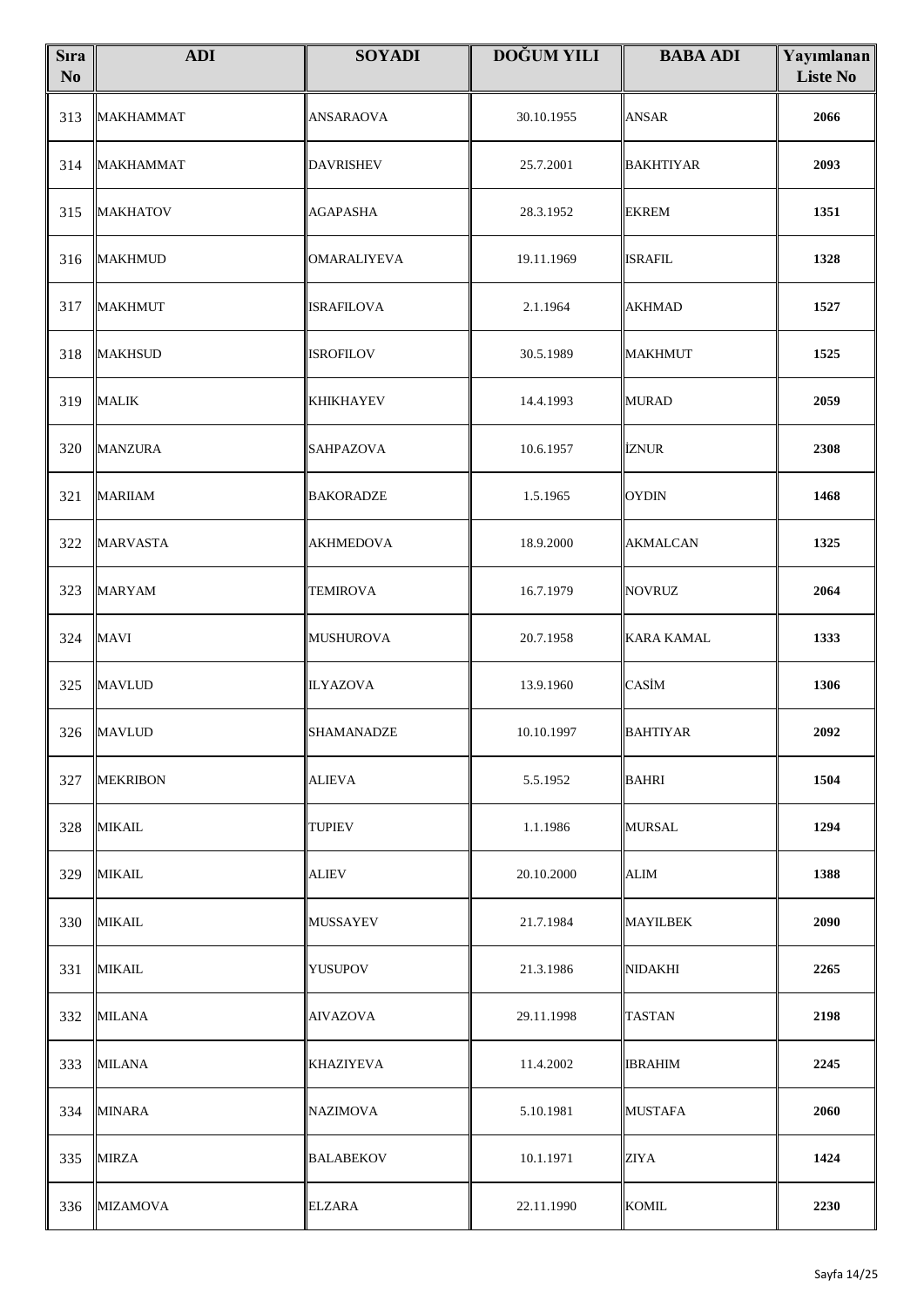| Sıra No | ADI | SOYADI | DOĞUM YILI | BABA ADI | Yayımlanan Liste No |
|---|---|---|---|---|---|
| 313 | MAKHAMMAT | ANSARAOVA | 30.10.1955 | ANSAR | **2066** |
| 314 | MAKHAMMAT | DAVRISHEV | 25.7.2001 | BAKHTIYAR | **2093** |
| 315 | MAKHATOV | AGAPASHA | 28.3.1952 | EKREM | **1351** |
| 316 | MAKHMUD | OMARALIYEVA | 19.11.1969 | ISRAFIL | **1328** |
| 317 | MAKHMUT | ISRAFILOVA | 2.1.1964 | AKHMAD | **1527** |
| 318 | MAKHSUD | ISROFILOV | 30.5.1989 | MAKHMUT | **1525** |
| 319 | MALIK | KHIKHAYEV | 14.4.1993 | MURAD | **2059** |
| 320 | MANZURA | SAHPAZOVA | 10.6.1957 | İZNUR | **2308** |
| 321 | MARIIAM | BAKORADZE | 1.5.1965 | OYDIN | **1468** |
| 322 | MARVASTA | AKHMEDOVA | 18.9.2000 | AKMALCAN | **1325** |
| 323 | MARYAM | TEMIROVA | 16.7.1979 | NOVRUZ | **2064** |
| 324 | MAVI | MUSHUROVA | 20.7.1958 | KARA KAMAL | **1333** |
| 325 | MAVLUD | ILYAZOVA | 13.9.1960 | CASİM | **1306** |
| 326 | MAVLUD | SHAMANADZE | 10.10.1997 | BAHTIYAR | **2092** |
| 327 | MEKRIBON | ALIEVA | 5.5.1952 | BAHRI | **1504** |
| 328 | MIKAIL | TUPIEV | 1.1.1986 | MURSAL | **1294** |
| 329 | MIKAIL | ALIEV | 20.10.2000 | ALIM | **1388** |
| 330 | MIKAIL | MUSSAYEV | 21.7.1984 | MAYILBEK | **2090** |
| 331 | MIKAIL | YUSUPOV | 21.3.1986 | NIDAKHI | **2265** |
| 332 | MILANA | AIVAZOVA | 29.11.1998 | TASTAN | **2198** |
| 333 | MILANA | KHAZIYEVA | 11.4.2002 | IBRAHIM | **2245** |
| 334 | MINARA | NAZIMOVA | 5.10.1981 | MUSTAFA | **2060** |
| 335 | MIRZA | BALABEKOV | 10.1.1971 | ZIYA | **1424** |
| 336 | MIZAMOVA | ELZARA | 22.11.1990 | KOMIL | **2230** |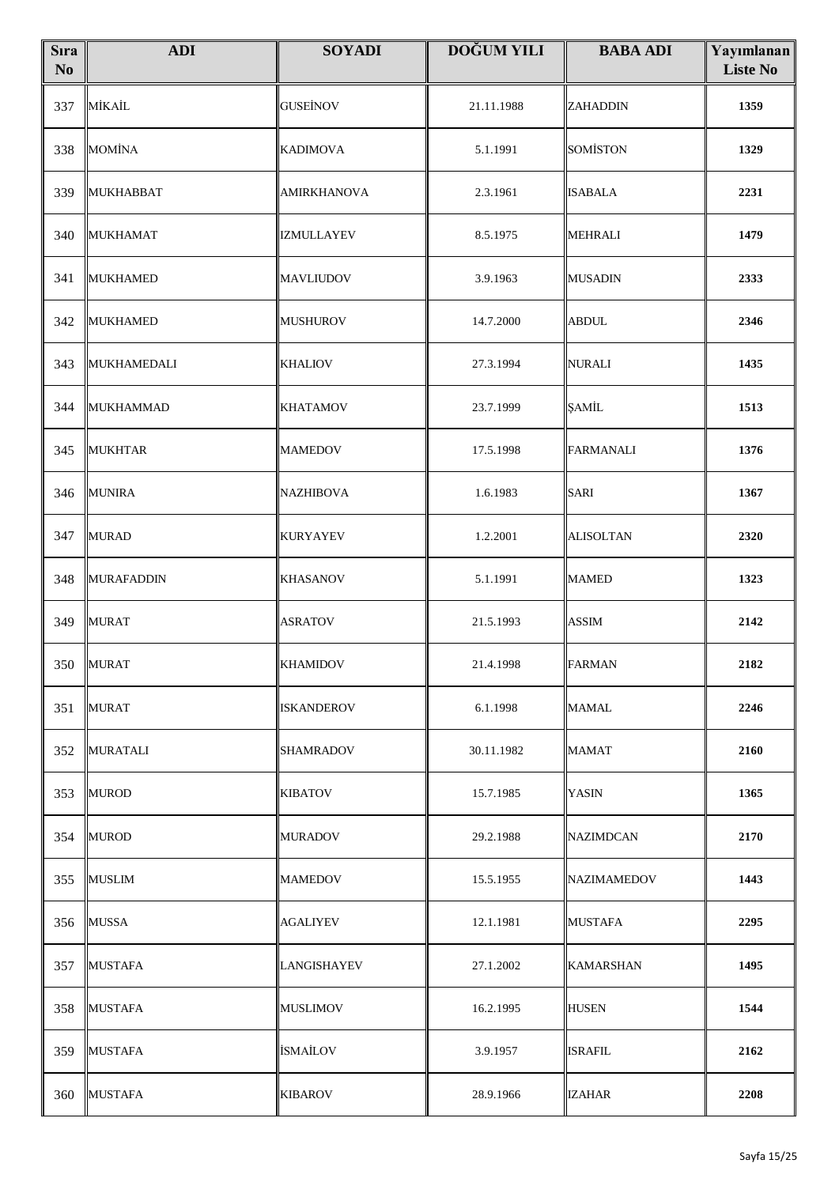| Sıra No | ADI | SOYADI | DOĞUM YILI | BABA ADI | Yayımlanan Liste No |
|---|---|---|---|---|---|
| 337 | MİKAİL | GUSEİNOV | 21.11.1988 | ZAHADDIN | 1359 |
| 338 | MOMİNA | KADIMOVA | 5.1.1991 | SOMİSTON | 1329 |
| 339 | MUKHABBAT | AMIRKHANOVA | 2.3.1961 | ISABALA | 2231 |
| 340 | MUKHAMAT | IZMULLAYEV | 8.5.1975 | MEHRALI | 1479 |
| 341 | MUKHAMED | MAVLIUDOV | 3.9.1963 | MUSADIN | 2333 |
| 342 | MUKHAMED | MUSHUROV | 14.7.2000 | ABDUL | 2346 |
| 343 | MUKHAMEDALI | KHALIOV | 27.3.1994 | NURALI | 1435 |
| 344 | MUKHAMMAD | KHATAMOV | 23.7.1999 | ŞAMİL | 1513 |
| 345 | MUKHTAR | MAMEDOV | 17.5.1998 | FARMANALI | 1376 |
| 346 | MUNIRA | NAZHIBOVA | 1.6.1983 | SARI | 1367 |
| 347 | MURAD | KURYAYEV | 1.2.2001 | ALISOLTAN | 2320 |
| 348 | MURAFADDIN | KHASANOV | 5.1.1991 | MAMED | 1323 |
| 349 | MURAT | ASRATOV | 21.5.1993 | ASSIM | 2142 |
| 350 | MURAT | KHAMIDOV | 21.4.1998 | FARMAN | 2182 |
| 351 | MURAT | ISKANDEROV | 6.1.1998 | MAMAL | 2246 |
| 352 | MURATALI | SHAMRADOV | 30.11.1982 | MAMAT | 2160 |
| 353 | MUROD | KIBATOV | 15.7.1985 | YASIN | 1365 |
| 354 | MUROD | MURADOV | 29.2.1988 | NAZIMDCAN | 2170 |
| 355 | MUSLIM | MAMEDOV | 15.5.1955 | NAZIMAMEDOV | 1443 |
| 356 | MUSSA | AGALIYEV | 12.1.1981 | MUSTAFA | 2295 |
| 357 | MUSTAFA | LANGISHAYEV | 27.1.2002 | KAMARSHAN | 1495 |
| 358 | MUSTAFA | MUSLIMOV | 16.2.1995 | HUSEN | 1544 |
| 359 | MUSTAFA | İSMAİLOV | 3.9.1957 | ISRAFIL | 2162 |
| 360 | MUSTAFA | KIBAROV | 28.9.1966 | IZAHAR | 2208 |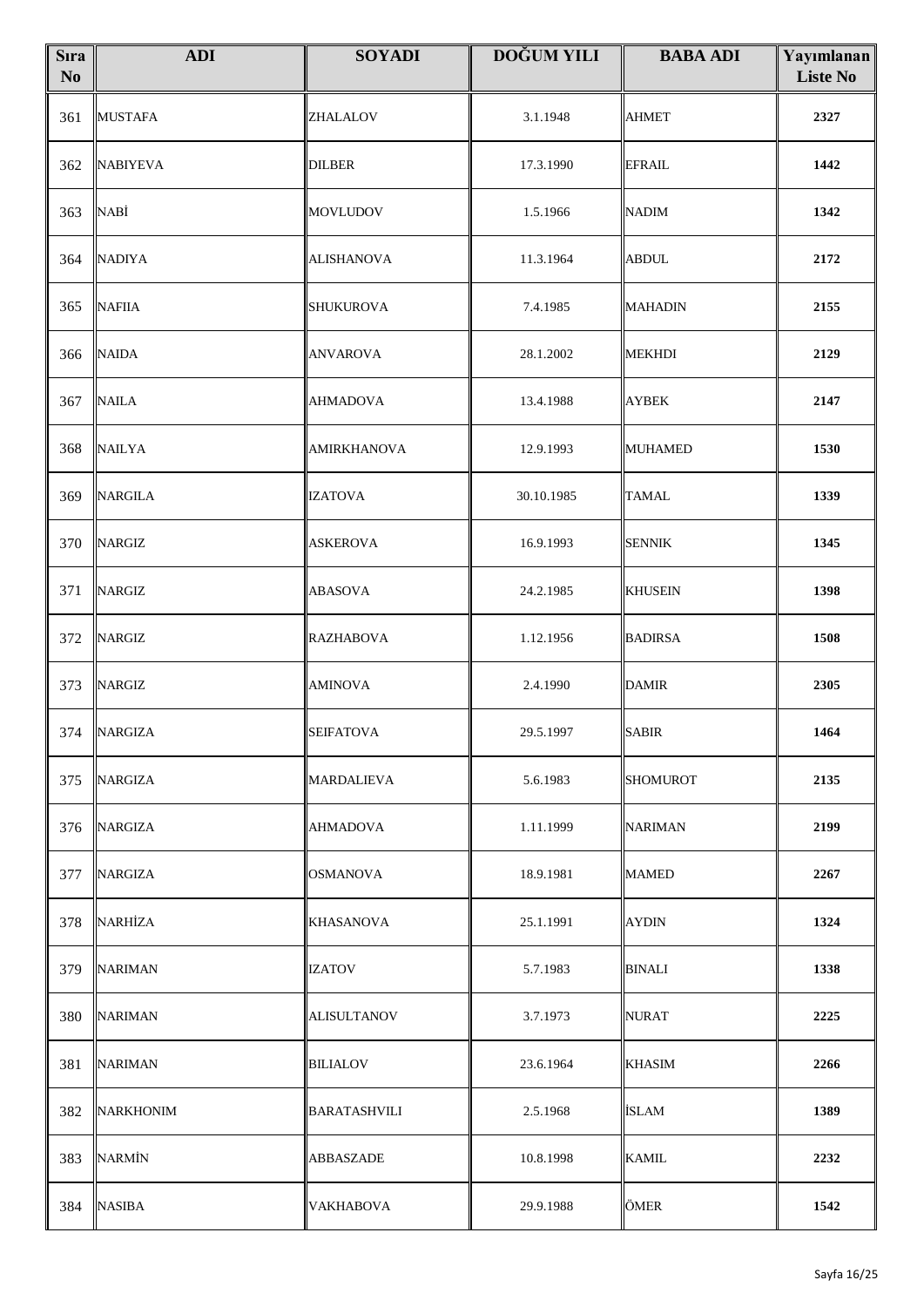| Sıra No | ADI | SOYADI | DOĞUM YILI | BABA ADI | Yayımlanan Liste No |
|---|---|---|---|---|---|
| 361 | MUSTAFA | ZHALALOV | 3.1.1948 | AHMET | **2327** |
| 362 | NABIYEVA | DILBER | 17.3.1990 | EFRAIL | **1442** |
| 363 | NABİ | MOVLUDOV | 1.5.1966 | NADIM | **1342** |
| 364 | NADIYA | ALISHANOVA | 11.3.1964 | ABDUL | **2172** |
| 365 | NAFIIA | SHUKUROVA | 7.4.1985 | MAHADIN | **2155** |
| 366 | NAIDA | ANVAROVA | 28.1.2002 | MEKHDI | **2129** |
| 367 | NAILA | AHMADOVA | 13.4.1988 | AYBEK | **2147** |
| 368 | NAILYA | AMIRKHANOVA | 12.9.1993 | MUHAMED | **1530** |
| 369 | NARGILA | IZATOVA | 30.10.1985 | TAMAL | **1339** |
| 370 | NARGIZ | ASKEROVA | 16.9.1993 | SENNIK | **1345** |
| 371 | NARGIZ | ABASOVA | 24.2.1985 | KHUSEIN | **1398** |
| 372 | NARGIZ | RAZHABOVA | 1.12.1956 | BADIRSA | **1508** |
| 373 | NARGIZ | AMINOVA | 2.4.1990 | DAMIR | **2305** |
| 374 | NARGIZA | SEIFATOVA | 29.5.1997 | SABIR | **1464** |
| 375 | NARGIZA | MARDALIEVA | 5.6.1983 | SHOMUROT | **2135** |
| 376 | NARGIZA | AHMADOVA | 1.11.1999 | NARIMAN | **2199** |
| 377 | NARGIZA | OSMANOVA | 18.9.1981 | MAMED | **2267** |
| 378 | NARHİZA | KHASANOVA | 25.1.1991 | AYDIN | **1324** |
| 379 | NARIMAN | IZATOV | 5.7.1983 | BINALI | **1338** |
| 380 | NARIMAN | ALISULTANOV | 3.7.1973 | NURAT | **2225** |
| 381 | NARIMAN | BILIALOV | 23.6.1964 | KHASIM | **2266** |
| 382 | NARKHONIM | BARATASHVILI | 2.5.1968 | İSLAM | **1389** |
| 383 | NARMİN | ABBASZADE | 10.8.1998 | KAMIL | **2232** |
| 384 | NASIBA | VAKHABOVA | 29.9.1988 | ÖMER | **1542** |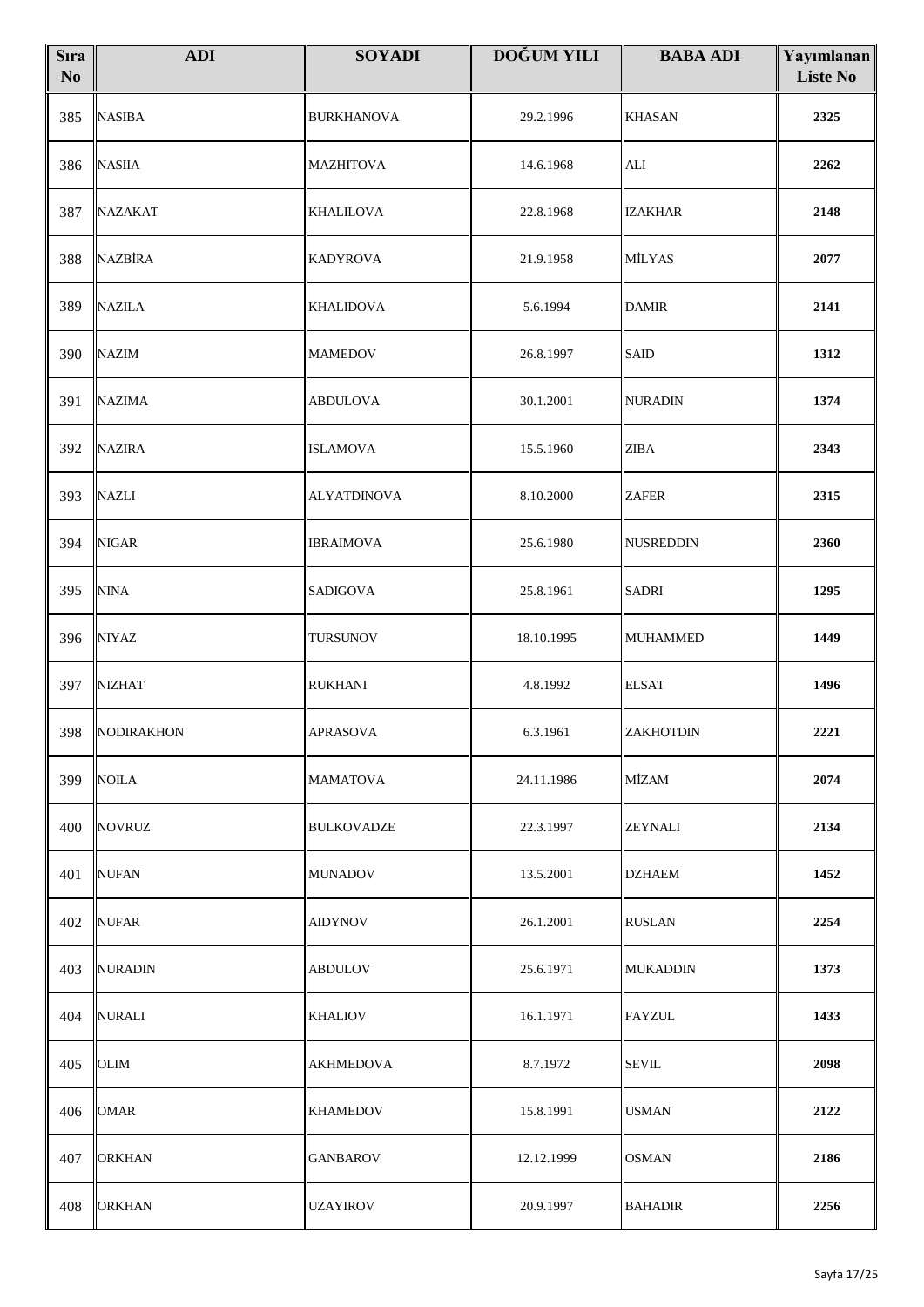| Sıra No | ADI | SOYADI | DOĞUM YILI | BABA ADI | Yayımlanan Liste No |
|---|---|---|---|---|---|
| 385 | NASIBA | BURKHANOVA | 29.2.1996 | KHASAN | 2325 |
| 386 | NASIIA | MAZHITOVA | 14.6.1968 | ALI | 2262 |
| 387 | NAZAKAT | KHALILOVA | 22.8.1968 | IZAKHAR | 2148 |
| 388 | NAZBİRA | KADYROVA | 21.9.1958 | MİLYAS | 2077 |
| 389 | NAZILA | KHALIDOVA | 5.6.1994 | DAMIR | 2141 |
| 390 | NAZIM | MAMEDOV | 26.8.1997 | SAID | 1312 |
| 391 | NAZIMA | ABDULOVA | 30.1.2001 | NURADIN | 1374 |
| 392 | NAZIRA | ISLAMOVA | 15.5.1960 | ZIBA | 2343 |
| 393 | NAZLI | ALYATDINOVA | 8.10.2000 | ZAFER | 2315 |
| 394 | NIGAR | IBRAIMOVA | 25.6.1980 | NUSREDDIN | 2360 |
| 395 | NINA | SADIGOVA | 25.8.1961 | SADRI | 1295 |
| 396 | NIYAZ | TURSUNOV | 18.10.1995 | MUHAMMED | 1449 |
| 397 | NIZHAT | RUKHANI | 4.8.1992 | ELSAT | 1496 |
| 398 | NODIRAKHON | APRASOVA | 6.3.1961 | ZAKHOTDIN | 2221 |
| 399 | NOILA | MAMATOVA | 24.11.1986 | MİZAM | 2074 |
| 400 | NOVRUZ | BULKOVADZE | 22.3.1997 | ZEYNALI | 2134 |
| 401 | NUFAN | MUNADOV | 13.5.2001 | DZHAEM | 1452 |
| 402 | NUFAR | AIDYNOV | 26.1.2001 | RUSLAN | 2254 |
| 403 | NURADIN | ABDULOV | 25.6.1971 | MUKADDIN | 1373 |
| 404 | NURALI | KHALIOV | 16.1.1971 | FAYZUL | 1433 |
| 405 | OLIM | AKHMEDOVA | 8.7.1972 | SEVIL | 2098 |
| 406 | OMAR | KHAMEDOV | 15.8.1991 | USMAN | 2122 |
| 407 | ORKHAN | GANBAROV | 12.12.1999 | OSMAN | 2186 |
| 408 | ORKHAN | UZAYIROV | 20.9.1997 | BAHADIR | 2256 |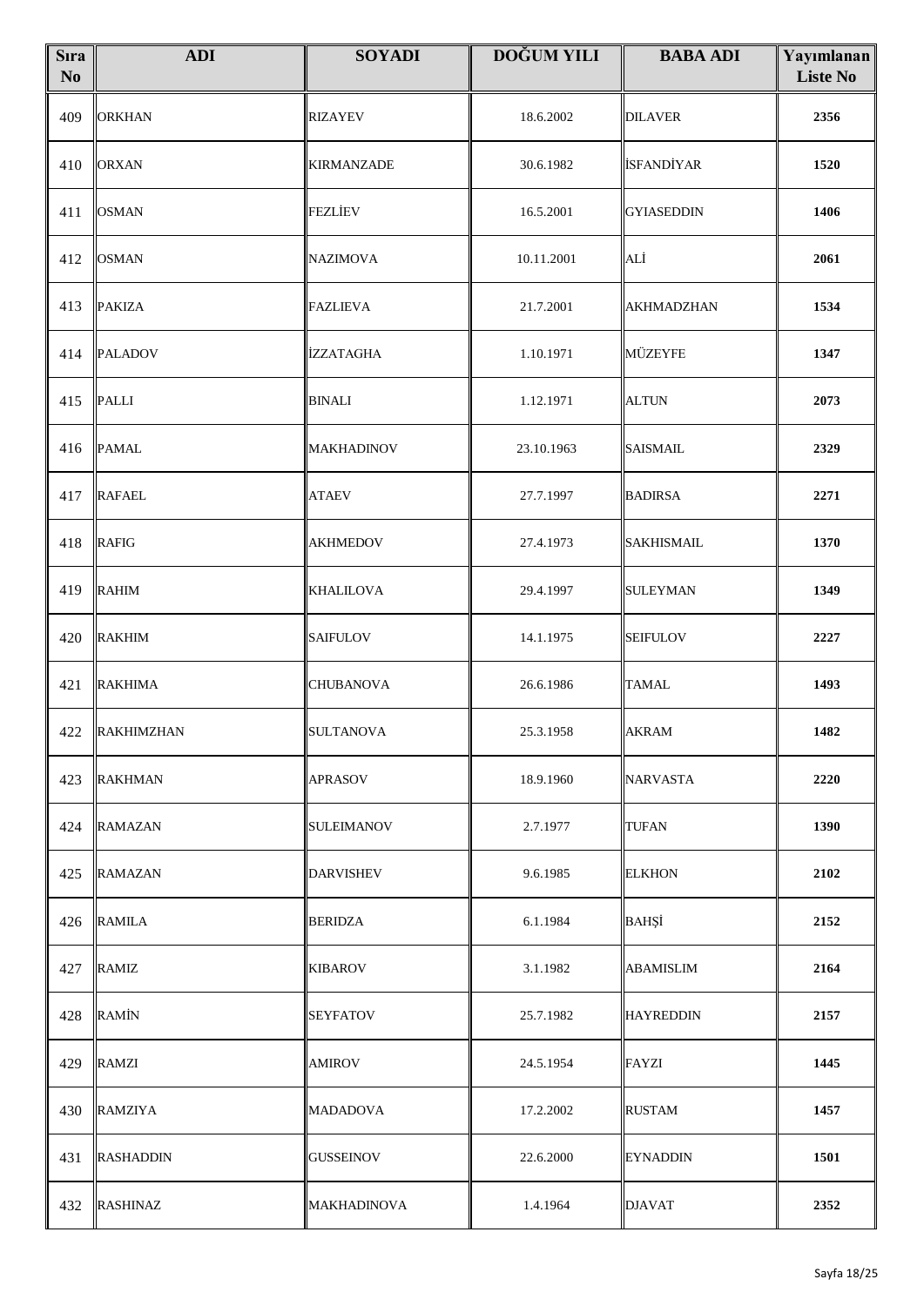| Sıra No | ADI | SOYADI | DOĞUM YILI | BABA ADI | Yayımlanan Liste No |
|---|---|---|---|---|---|
| 409 | ORKHAN | RIZAYEV | 18.6.2002 | DILAVER | 2356 |
| 410 | ORXAN | KIRMANZADE | 30.6.1982 | İSFANDİYAR | 1520 |
| 411 | OSMAN | FEZLİEV | 16.5.2001 | GYIASEDDIN | 1406 |
| 412 | OSMAN | NAZIMOVA | 10.11.2001 | ALİ | 2061 |
| 413 | PAKIZA | FAZLIEVA | 21.7.2001 | AKHMADZHAN | 1534 |
| 414 | PALADOV | İZZATAGHA | 1.10.1971 | MÜZEYFE | 1347 |
| 415 | PALLI | BINALI | 1.12.1971 | ALTUN | 2073 |
| 416 | PAMAL | MAKHADINOV | 23.10.1963 | SAISMAIL | 2329 |
| 417 | RAFAEL | ATAEV | 27.7.1997 | BADIRSA | 2271 |
| 418 | RAFIG | AKHMEDOV | 27.4.1973 | SAKHISMAIL | 1370 |
| 419 | RAHIM | KHALILOVA | 29.4.1997 | SULEYMAN | 1349 |
| 420 | RAKHIM | SAIFULOV | 14.1.1975 | SEIFULOV | 2227 |
| 421 | RAKHIMA | CHUBANOVA | 26.6.1986 | TAMAL | 1493 |
| 422 | RAKHIMZHAN | SULTANOVA | 25.3.1958 | AKRAM | 1482 |
| 423 | RAKHMAN | APRASOV | 18.9.1960 | NARVASTA | 2220 |
| 424 | RAMAZAN | SULEIMANOV | 2.7.1977 | TUFAN | 1390 |
| 425 | RAMAZAN | DARVISHEV | 9.6.1985 | ELKHON | 2102 |
| 426 | RAMILA | BERIDZA | 6.1.1984 | BAHŞİ | 2152 |
| 427 | RAMIZ | KIBAROV | 3.1.1982 | ABAMISLIM | 2164 |
| 428 | RAMİN | SEYFATOV | 25.7.1982 | HAYREDDIN | 2157 |
| 429 | RAMZI | AMIROV | 24.5.1954 | FAYZI | 1445 |
| 430 | RAMZIYA | MADADOVA | 17.2.2002 | RUSTAM | 1457 |
| 431 | RASHADDIN | GUSSEINOV | 22.6.2000 | EYNADDIN | 1501 |
| 432 | RASHINAZ | MAKHADINOVA | 1.4.1964 | DJAVAT | 2352 |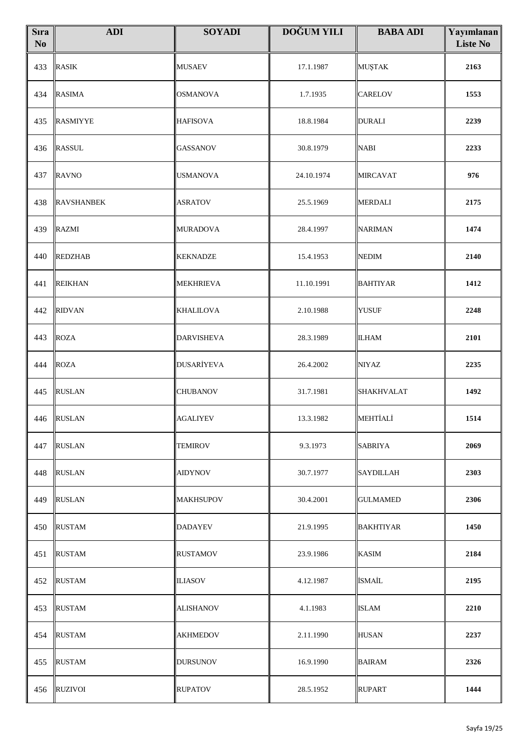| Sıra No | ADI | SOYADI | DOĞUM YILI | BABA ADI | Yayımlanan Liste No |
|---|---|---|---|---|---|
| 433 | RASIK | MUSAEV | 17.1.1987 | MUŞTAK | 2163 |
| 434 | RASIMA | OSMANOVA | 1.7.1935 | CARELOV | 1553 |
| 435 | RASMIYYE | HAFISOVA | 18.8.1984 | DURALI | 2239 |
| 436 | RASSUL | GASSANOV | 30.8.1979 | NABI | 2233 |
| 437 | RAVNO | USMANOVA | 24.10.1974 | MIRCAVAT | 976 |
| 438 | RAVSHANBEK | ASRATOV | 25.5.1969 | MERDALI | 2175 |
| 439 | RAZMI | MURADOVA | 28.4.1997 | NARIMAN | 1474 |
| 440 | REDZHAB | KEKNADZE | 15.4.1953 | NEDIM | 2140 |
| 441 | REIKHAN | MEKHRIEVA | 11.10.1991 | BAHTIYAR | 1412 |
| 442 | RIDVAN | KHALILOVA | 2.10.1988 | YUSUF | 2248 |
| 443 | ROZA | DARVISHEVA | 28.3.1989 | ILHAM | 2101 |
| 444 | ROZA | DUSARİYEVA | 26.4.2002 | NIYAZ | 2235 |
| 445 | RUSLAN | CHUBANOV | 31.7.1981 | SHAKHVALAT | 1492 |
| 446 | RUSLAN | AGALIYEV | 13.3.1982 | MEHTİALİ | 1514 |
| 447 | RUSLAN | TEMIROV | 9.3.1973 | SABRIYA | 2069 |
| 448 | RUSLAN | AIDYNOV | 30.7.1977 | SAYDILLAH | 2303 |
| 449 | RUSLAN | MAKHSUPOV | 30.4.2001 | GULMAMED | 2306 |
| 450 | RUSTAM | DADAYEV | 21.9.1995 | BAKHTIYAR | 1450 |
| 451 | RUSTAM | RUSTAMOV | 23.9.1986 | KASIM | 2184 |
| 452 | RUSTAM | ILIASOV | 4.12.1987 | İSMAİL | 2195 |
| 453 | RUSTAM | ALISHANOV | 4.1.1983 | ISLAM | 2210 |
| 454 | RUSTAM | AKHMEDOV | 2.11.1990 | HUSAN | 2237 |
| 455 | RUSTAM | DURSUNOV | 16.9.1990 | BAIRAM | 2326 |
| 456 | RUZIVOI | RUPATOV | 28.5.1952 | RUPART | 1444 |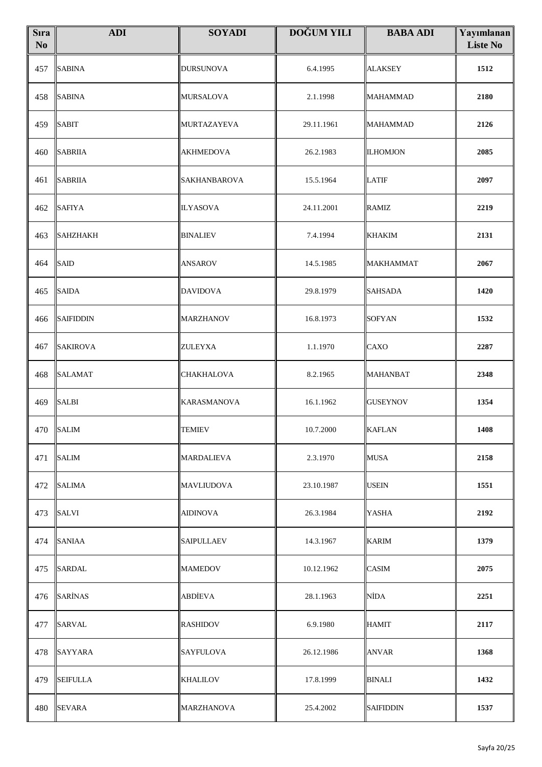| Sıra No | ADI | SOYADI | DOĞUM YILI | BABA ADI | Yayımlanan Liste No |
|---|---|---|---|---|---|
| 457 | SABINA | DURSUNOVA | 6.4.1995 | ALAKSEY | 1512 |
| 458 | SABINA | MURSALOVA | 2.1.1998 | MAHAMMAD | 2180 |
| 459 | SABIT | MURTAZAYEVA | 29.11.1961 | MAHAMMAD | 2126 |
| 460 | SABRIIA | AKHMEDOVA | 26.2.1983 | ILHOMJON | 2085 |
| 461 | SABRIIA | SAKHANBAROVA | 15.5.1964 | LATIF | 2097 |
| 462 | SAFIYA | ILYASOVA | 24.11.2001 | RAMIZ | 2219 |
| 463 | SAHZHAKH | BINALIEV | 7.4.1994 | KHAKIM | 2131 |
| 464 | SAID | ANSAROV | 14.5.1985 | MAKHAMMAT | 2067 |
| 465 | SAIDA | DAVIDOVA | 29.8.1979 | SAHSADA | 1420 |
| 466 | SAIFIDDIN | MARZHANOV | 16.8.1973 | SOFYAN | 1532 |
| 467 | SAKIROVA | ZULEYXA | 1.1.1970 | CAXO | 2287 |
| 468 | SALAMAT | CHAKHALOVA | 8.2.1965 | MAHANBAT | 2348 |
| 469 | SALBI | KARASMANOVA | 16.1.1962 | GUSEYNOV | 1354 |
| 470 | SALIM | TEMIEV | 10.7.2000 | KAFLAN | 1408 |
| 471 | SALIM | MARDALIEVA | 2.3.1970 | MUSA | 2158 |
| 472 | SALIMA | MAVLIUDOVA | 23.10.1987 | USEIN | 1551 |
| 473 | SALVI | AIDINOVA | 26.3.1984 | YASHA | 2192 |
| 474 | SANIAA | SAIPULLAEV | 14.3.1967 | KARIM | 1379 |
| 475 | SARDAL | MAMEDOV | 10.12.1962 | CASIM | 2075 |
| 476 | SARİNAS | ABDİEVA | 28.1.1963 | NİDA | 2251 |
| 477 | SARVAL | RASHIDOV | 6.9.1980 | HAMIT | 2117 |
| 478 | SAYYARA | SAYFULOVA | 26.12.1986 | ANVAR | 1368 |
| 479 | SEIFULLA | KHALILOV | 17.8.1999 | BINALI | 1432 |
| 480 | SEVARA | MARZHANOVA | 25.4.2002 | SAIFIDDIN | 1537 |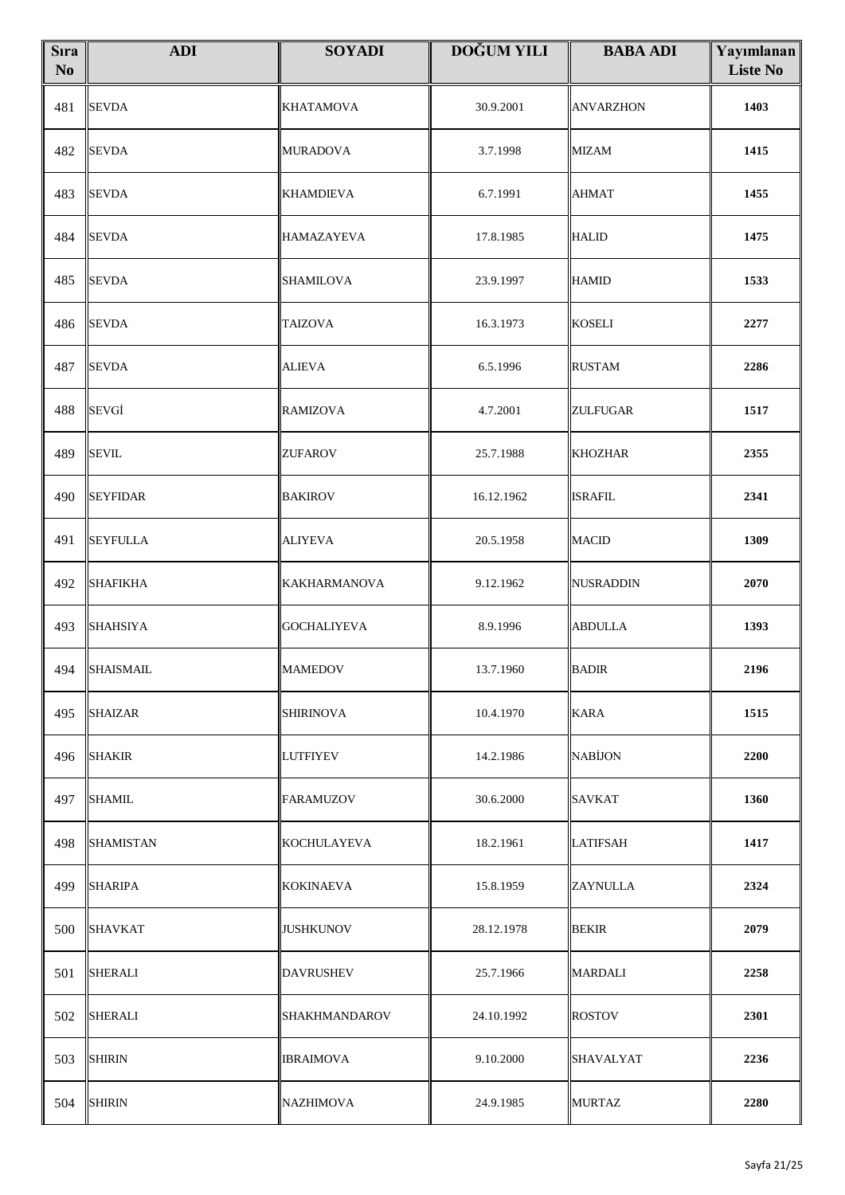| Sıra No | ADI | SOYADI | DOĞUM YILI | BABA ADI | Yayımlanan Liste No |
|---|---|---|---|---|---|
| 481 | SEVDA | KHATAMOVA | 30.9.2001 | ANVARZHON | 1403 |
| 482 | SEVDA | MURADOVA | 3.7.1998 | MIZAM | 1415 |
| 483 | SEVDA | KHAMDIEVA | 6.7.1991 | AHMAT | 1455 |
| 484 | SEVDA | HAMAZAYEVA | 17.8.1985 | HALID | 1475 |
| 485 | SEVDA | SHAMILOVA | 23.9.1997 | HAMID | 1533 |
| 486 | SEVDA | TAIZOVA | 16.3.1973 | KOSELI | 2277 |
| 487 | SEVDA | ALIEVA | 6.5.1996 | RUSTAM | 2286 |
| 488 | SEVGİ | RAMIZOVA | 4.7.2001 | ZULFUGAR | 1517 |
| 489 | SEVIL | ZUFAROV | 25.7.1988 | KHOZHAR | 2355 |
| 490 | SEYFIDAR | BAKIROV | 16.12.1962 | ISRAFIL | 2341 |
| 491 | SEYFULLA | ALIYEVA | 20.5.1958 | MACID | 1309 |
| 492 | SHAFIKHA | KAKHARMANOVA | 9.12.1962 | NUSRADDIN | 2070 |
| 493 | SHAHSIYA | GOCHALIYEVA | 8.9.1996 | ABDULLA | 1393 |
| 494 | SHAISMAIL | MAMEDOV | 13.7.1960 | BADIR | 2196 |
| 495 | SHAIZAR | SHIRINOVA | 10.4.1970 | KARA | 1515 |
| 496 | SHAKIR | LUTFIYEV | 14.2.1986 | NABİJON | 2200 |
| 497 | SHAMIL | FARAMUZOV | 30.6.2000 | SAVKAT | 1360 |
| 498 | SHAMISTAN | KOCHULAYEVA | 18.2.1961 | LATIFSAH | 1417 |
| 499 | SHARIPA | KOKINAEVA | 15.8.1959 | ZAYNULLA | 2324 |
| 500 | SHAVKAT | JUSHKUNOV | 28.12.1978 | BEKIR | 2079 |
| 501 | SHERALI | DAVRUSHEV | 25.7.1966 | MARDALI | 2258 |
| 502 | SHERALI | SHAKHMANDAROV | 24.10.1992 | ROSTOV | 2301 |
| 503 | SHIRIN | IBRAIMOVA | 9.10.2000 | SHAVALYAT | 2236 |
| 504 | SHIRIN | NAZHIMOVA | 24.9.1985 | MURTAZ | 2280 |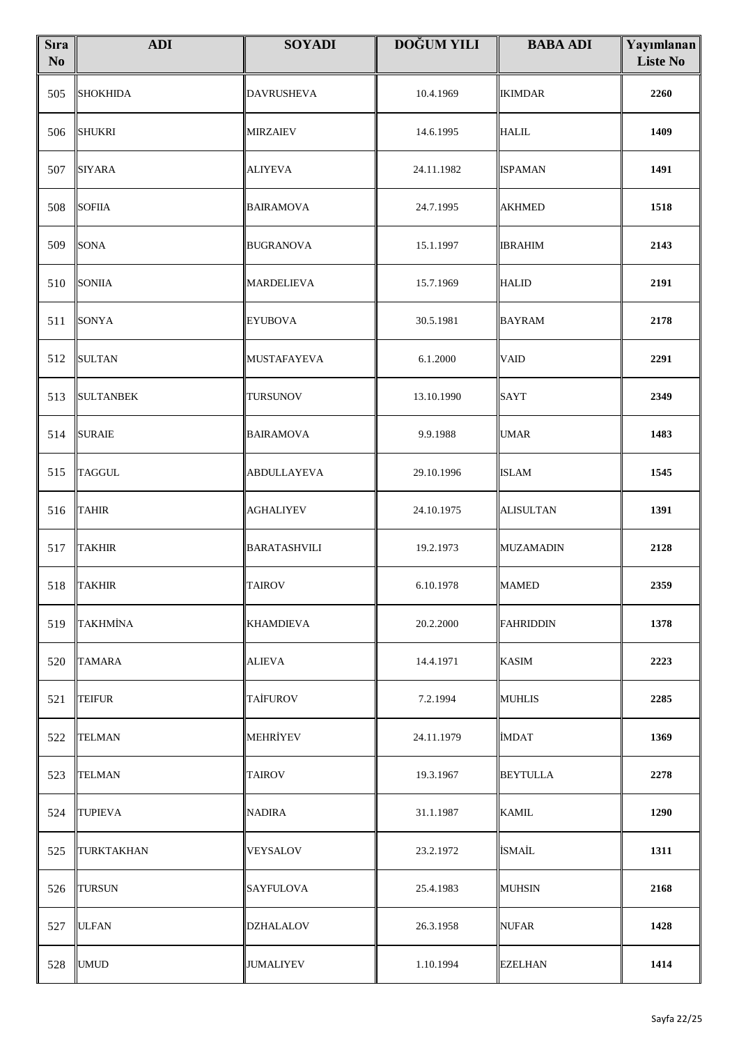| Sıra No | ADI | SOYADI | DOĞUM YILI | BABA ADI | Yayımlanan Liste No |
|---|---|---|---|---|---|
| 505 | SHOKHIDA | DAVRUSHEVA | 10.4.1969 | IKIMDAR | **2260** |
| 506 | SHUKRI | MIRZAIEV | 14.6.1995 | HALIL | **1409** |
| 507 | SIYARA | ALIYEVA | 24.11.1982 | ISPAMAN | **1491** |
| 508 | SOFIIA | BAIRAMOVA | 24.7.1995 | AKHMED | **1518** |
| 509 | SONA | BUGRANOVA | 15.1.1997 | IBRAHIM | **2143** |
| 510 | SONIIA | MARDELIEVA | 15.7.1969 | HALID | **2191** |
| 511 | SONYA | EYUBOVA | 30.5.1981 | BAYRAM | **2178** |
| 512 | SULTAN | MUSTAFAYEVA | 6.1.2000 | VAID | **2291** |
| 513 | SULTANBEK | TURSUNOV | 13.10.1990 | SAYT | **2349** |
| 514 | SURAIE | BAIRAMOVA | 9.9.1988 | UMAR | **1483** |
| 515 | TAGGUL | ABDULLAYEVA | 29.10.1996 | ISLAM | **1545** |
| 516 | TAHIR | AGHALIYEV | 24.10.1975 | ALISULTAN | **1391** |
| 517 | TAKHIR | BARATASHVILI | 19.2.1973 | MUZAMADIN | **2128** |
| 518 | TAKHIR | TAIROV | 6.10.1978 | MAMED | **2359** |
| 519 | TAKHMİNA | KHAMDIEVA | 20.2.2000 | FAHRIDDIN | **1378** |
| 520 | TAMARA | ALIEVA | 14.4.1971 | KASIM | **2223** |
| 521 | TEIFUR | TAİFUROV | 7.2.1994 | MUHLIS | **2285** |
| 522 | TELMAN | MEHRİYEV | 24.11.1979 | İMDAT | **1369** |
| 523 | TELMAN | TAIROV | 19.3.1967 | BEYTULLA | **2278** |
| 524 | TUPIEVA | NADIRA | 31.1.1987 | KAMIL | **1290** |
| 525 | TURKTAKHAN | VEYSALOV | 23.2.1972 | İSMAİL | **1311** |
| 526 | TURSUN | SAYFULOVA | 25.4.1983 | MUHSIN | **2168** |
| 527 | ULFAN | DZHALALOV | 26.3.1958 | NUFAR | **1428** |
| 528 | UMUD | JUMALIYEV | 1.10.1994 | EZELHAN | **1414** |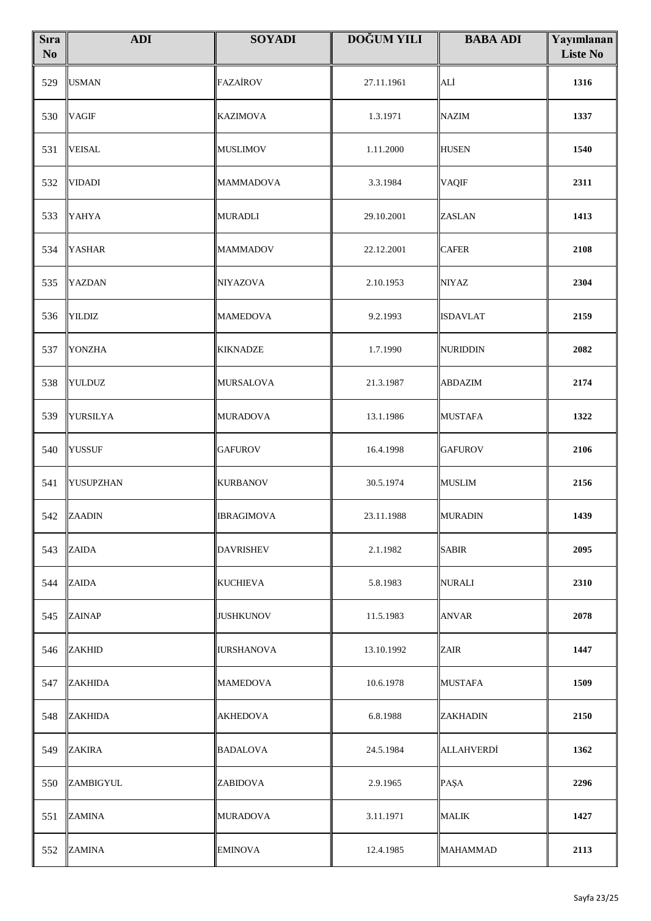| Sıra No | ADI | SOYADI | DOĞUM YILI | BABA ADI | Yayımlanan Liste No |
|---|---|---|---|---|---|
| 529 | USMAN | FAZAİROV | 27.11.1961 | ALİ | 1316 |
| 530 | VAGIF | KAZIMOVA | 1.3.1971 | NAZIM | 1337 |
| 531 | VEISAL | MUSLIMOV | 1.11.2000 | HUSEN | 1540 |
| 532 | VIDADI | MAMMADOVA | 3.3.1984 | VAQIF | 2311 |
| 533 | YAHYA | MURADLI | 29.10.2001 | ZASLAN | 1413 |
| 534 | YASHAR | MAMMADOV | 22.12.2001 | CAFER | 2108 |
| 535 | YAZDAN | NIYAZOVA | 2.10.1953 | NIYAZ | 2304 |
| 536 | YILDIZ | MAMEDOVA | 9.2.1993 | ISDAVLAT | 2159 |
| 537 | YONZHA | KIKNADZE | 1.7.1990 | NURIDDIN | 2082 |
| 538 | YULDUZ | MURSALOVA | 21.3.1987 | ABDAZIM | 2174 |
| 539 | YURSILYA | MURADOVA | 13.1.1986 | MUSTAFA | 1322 |
| 540 | YUSSUF | GAFUROV | 16.4.1998 | GAFUROV | 2106 |
| 541 | YUSUPZHAN | KURBANOV | 30.5.1974 | MUSLIM | 2156 |
| 542 | ZAADIN | IBRAGIMOVA | 23.11.1988 | MURADIN | 1439 |
| 543 | ZAIDA | DAVRISHEV | 2.1.1982 | SABIR | 2095 |
| 544 | ZAIDA | KUCHIEVA | 5.8.1983 | NURALI | 2310 |
| 545 | ZAINAP | JUSHKUNOV | 11.5.1983 | ANVAR | 2078 |
| 546 | ZAKHID | IURSHANOVA | 13.10.1992 | ZAIR | 1447 |
| 547 | ZAKHIDA | MAMEDOVA | 10.6.1978 | MUSTAFA | 1509 |
| 548 | ZAKHIDA | AKHEDOVA | 6.8.1988 | ZAKHADIN | 2150 |
| 549 | ZAKIRA | BADALOVA | 24.5.1984 | ALLAHVERDİ | 1362 |
| 550 | ZAMBIGYUL | ZABIDOVA | 2.9.1965 | PAŞA | 2296 |
| 551 | ZAMINA | MURADOVA | 3.11.1971 | MALIK | 1427 |
| 552 | ZAMINA | EMINOVA | 12.4.1985 | MAHAMMAD | 2113 |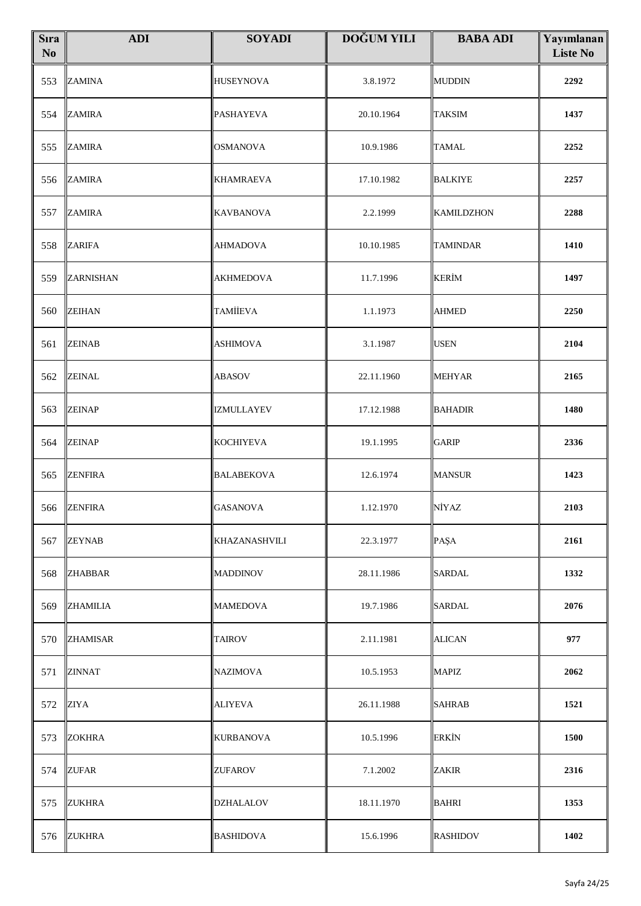| Sıra No | ADI | SOYADI | DOĞUM YILI | BABA ADI | Yayımlanan Liste No |
|---|---|---|---|---|---|
| 553 | ZAMINA | HUSEYNOVA | 3.8.1972 | MUDDIN | 2292 |
| 554 | ZAMIRA | PASHAYEVA | 20.10.1964 | TAKSIM | 1437 |
| 555 | ZAMIRA | OSMANOVA | 10.9.1986 | TAMAL | 2252 |
| 556 | ZAMIRA | KHAMRAEVA | 17.10.1982 | BALKIYE | 2257 |
| 557 | ZAMIRA | KAVBANOVA | 2.2.1999 | KAMILDZHON | 2288 |
| 558 | ZARIFA | AHMADOVA | 10.10.1985 | TAMINDAR | 1410 |
| 559 | ZARNISHAN | AKHMEDOVA | 11.7.1996 | KERİM | 1497 |
| 560 | ZEIHAN | TAMİİEVA | 1.1.1973 | AHMED | 2250 |
| 561 | ZEINAB | ASHIMOVA | 3.1.1987 | USEN | 2104 |
| 562 | ZEINAL | ABASOV | 22.11.1960 | MEHYAR | 2165 |
| 563 | ZEINAP | IZMULLAYEV | 17.12.1988 | BAHADIR | 1480 |
| 564 | ZEINAP | KOCHIYEVA | 19.1.1995 | GARIP | 2336 |
| 565 | ZENFIRA | BALABEKOVA | 12.6.1974 | MANSUR | 1423 |
| 566 | ZENFIRA | GASANOVA | 1.12.1970 | NİYAZ | 2103 |
| 567 | ZEYNAB | KHAZANASHVILI | 22.3.1977 | PAŞA | 2161 |
| 568 | ZHABBAR | MADDINOV | 28.11.1986 | SARDAL | 1332 |
| 569 | ZHAMILIA | MAMEDOVA | 19.7.1986 | SARDAL | 2076 |
| 570 | ZHAMISAR | TAIROV | 2.11.1981 | ALICAN | 977 |
| 571 | ZINNAT | NAZIMOVA | 10.5.1953 | MAPIZ | 2062 |
| 572 | ZIYA | ALIYEVA | 26.11.1988 | SAHRAB | 1521 |
| 573 | ZOKHRA | KURBANOVA | 10.5.1996 | ERKİN | 1500 |
| 574 | ZUFAR | ZUFAROV | 7.1.2002 | ZAKIR | 2316 |
| 575 | ZUKHRA | DZHALALOV | 18.11.1970 | BAHRI | 1353 |
| 576 | ZUKHRA | BASHIDOVA | 15.6.1996 | RASHIDOV | 1402 |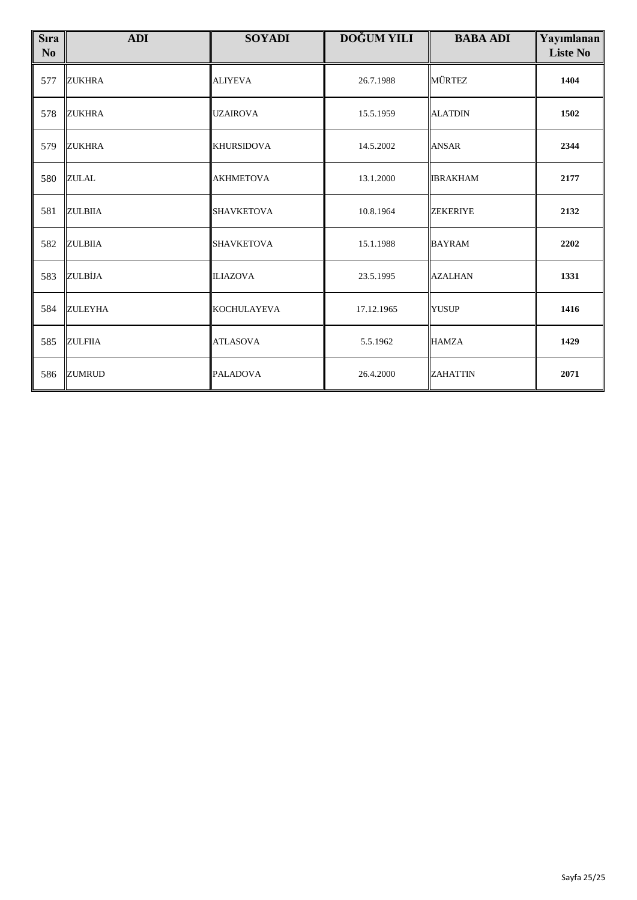| Sıra No | ADI | SOYADI | DOĞUM YILI | BABA ADI | Yayımlanan Liste No |
|---|---|---|---|---|---|
| 577 | ZUKHRA | ALIYEVA | 26.7.1988 | MÜRTEZ | **1404** |
| 578 | ZUKHRA | UZAIROVA | 15.5.1959 | ALATDIN | **1502** |
| 579 | ZUKHRA | KHURSIDOVA | 14.5.2002 | ANSAR | **2344** |
| 580 | ZULAL | AKHMETOVA | 13.1.2000 | IBRAKHAM | **2177** |
| 581 | ZULBIIA | SHAVKETOVA | 10.8.1964 | ZEKERIYE | **2132** |
| 582 | ZULBIIA | SHAVKETOVA | 15.1.1988 | BAYRAM | **2202** |
| 583 | ZULBİJA | ILIAZOVA | 23.5.1995 | AZALHAN | **1331** |
| 584 | ZULEYHA | KOCHULAYEVA | 17.12.1965 | YUSUP | **1416** |
| 585 | ZULFIIA | ATLASOVA | 5.5.1962 | HAMZA | **1429** |
| 586 | ZUMRUD | PALADOVA | 26.4.2000 | ZAHATTIN | **2071** |